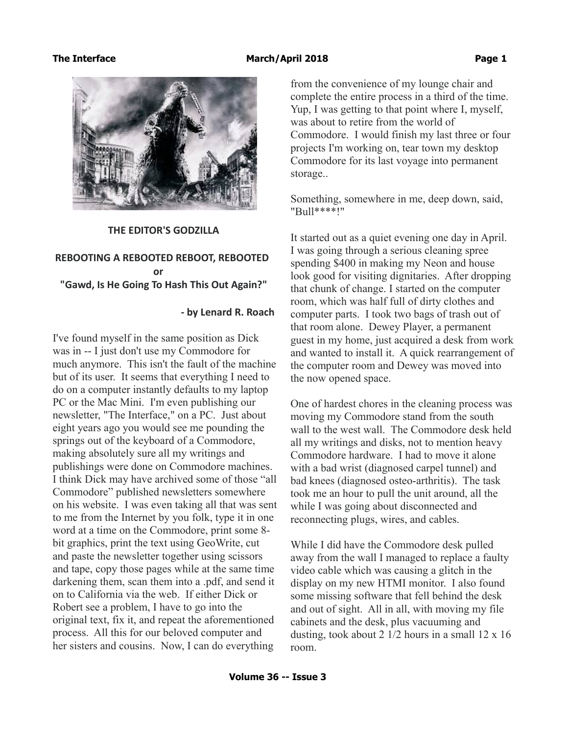## THE EDITOR'S GODZILLA

### REBOOTING A REBOOTED REBOOT, REBOOTED
### or
### "Gawd, Is He Going To Hash This Out Again?"

**- by Lenard R. Roach**

I've found myself in the same position as Dick was in -- I just don't use my Commodore for much anymore. This isn't the fault of the machine but of its user. It seems that everything I need to do on a computer instantly defaults to my laptop PC or the Mac Mini. I'm even publishing our newsletter, "The Interface," on a PC. Just about eight years ago you would see me pounding the springs out of the keyboard of a Commodore, making absolutely sure all my writings and publishings were done on Commodore machines. I think Dick may have archived some of those "all Commodore" published newsletters somewhere on his website. I was even taking all that was sent to me from the Internet by you folk, type it in one word at a time on the Commodore, print some 8-bit graphics, print the text using GeoWrite, cut and paste the newsletter together using scissors and tape, copy those pages while at the same time darkening them, scan them into a .pdf, and send it on to California via the web. If either Dick or Robert see a problem, I have to go into the original text, fix it, and repeat the aforementioned process. All this for our beloved computer and her sisters and cousins. Now, I can do everything from the convenience of my lounge chair and complete the entire process in a third of the time. Yup, I was getting to that point where I, myself, was about to retire from the world of Commodore. I would finish my last three or four projects I'm working on, tear town my desktop Commodore for its last voyage into permanent storage..

Something, somewhere in me, deep down, said, "Bull****!"

It started out as a quiet evening one day in April. I was going through a serious cleaning spree spending $400 in making my Neon and house look good for visiting dignitaries. After dropping that chunk of change. I started on the computer room, which was half full of dirty clothes and computer parts. I took two bags of trash out of that room alone. Dewey Player, a permanent guest in my home, just acquired a desk from work and wanted to install it. A quick rearrangement of the computer room and Dewey was moved into the now opened space.

One of hardest chores in the cleaning process was moving my Commodore stand from the south wall to the west wall. The Commodore desk held all my writings and disks, not to mention heavy Commodore hardware. I had to move it alone with a bad wrist (diagnosed carpel tunnel) and bad knees (diagnosed osteo-arthritis). The task took me an hour to pull the unit around, all the while I was going about disconnected and reconnecting plugs, wires, and cables.

While I did have the Commodore desk pulled away from the wall I managed to replace a faulty video cable which was causing a glitch in the display on my new HTMI monitor. I also found some missing software that fell behind the desk and out of sight. All in all, with moving my file cabinets and the desk, plus vacuuming and dusting, took about 2 1/2 hours in a small 12 x 16 room.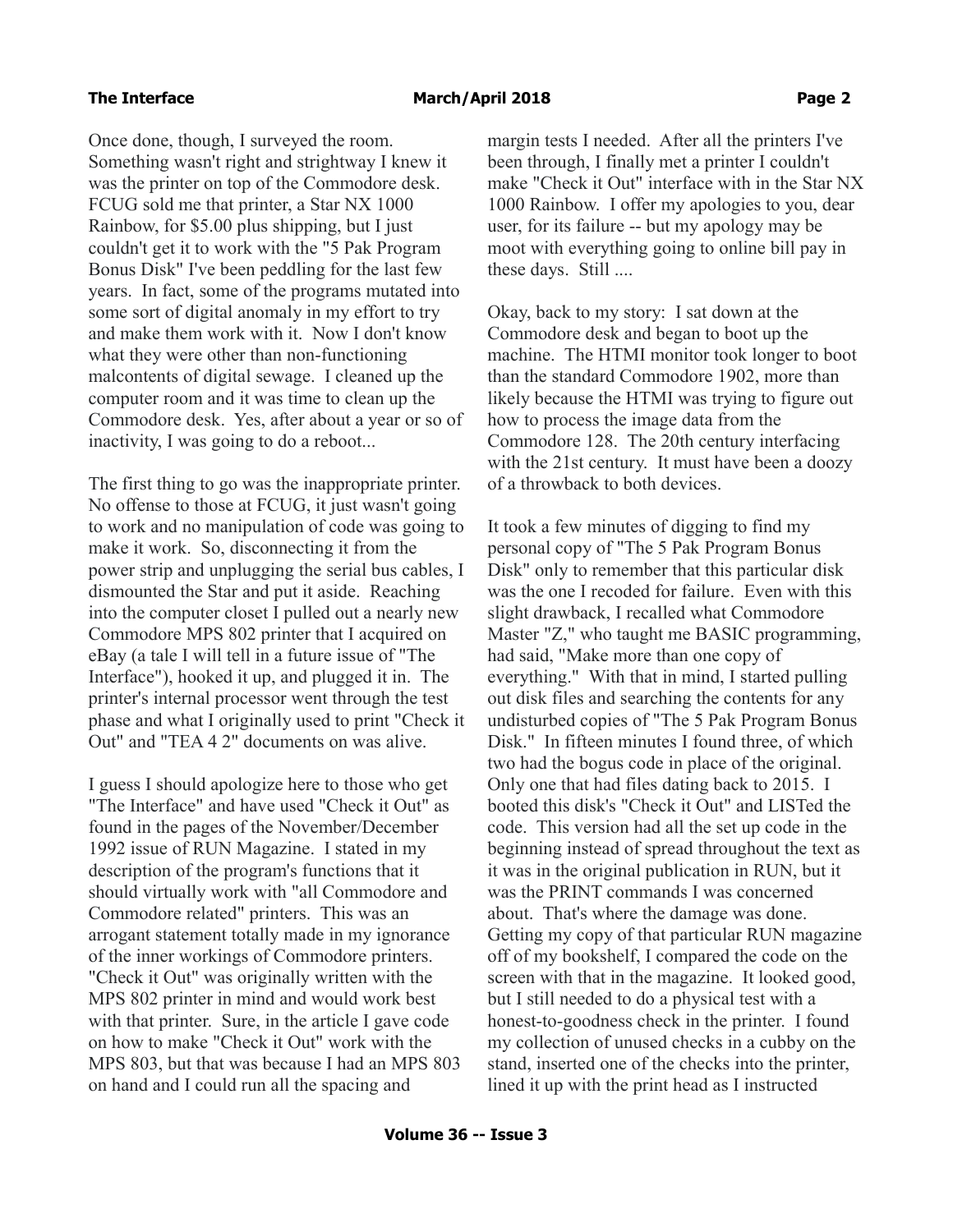Once done, though, I surveyed the room. Something wasn't right and strightway I knew it was the printer on top of the Commodore desk. FCUG sold me that printer, a Star NX 1000 Rainbow, for $5.00 plus shipping, but I just couldn't get it to work with the "5 Pak Program Bonus Disk" I've been peddling for the last few years. In fact, some of the programs mutated into some sort of digital anomaly in my effort to try and make them work with it. Now I don't know what they were other than non-functioning malcontents of digital sewage. I cleaned up the computer room and it was time to clean up the Commodore desk. Yes, after about a year or so of inactivity, I was going to do a reboot...

The first thing to go was the inappropriate printer. No offense to those at FCUG, it just wasn't going to work and no manipulation of code was going to make it work. So, disconnecting it from the power strip and unplugging the serial bus cables, I dismounted the Star and put it aside. Reaching into the computer closet I pulled out a nearly new Commodore MPS 802 printer that I acquired on eBay (a tale I will tell in a future issue of "The Interface"), hooked it up, and plugged it in. The printer's internal processor went through the test phase and what I originally used to print "Check it Out" and "TEA 4 2" documents on was alive.

I guess I should apologize here to those who get "The Interface" and have used "Check it Out" as found in the pages of the November/December 1992 issue of RUN Magazine. I stated in my description of the program's functions that it should virtually work with "all Commodore and Commodore related" printers. This was an arrogant statement totally made in my ignorance of the inner workings of Commodore printers. "Check it Out" was originally written with the MPS 802 printer in mind and would work best with that printer. Sure, in the article I gave code on how to make "Check it Out" work with the MPS 803, but that was because I had an MPS 803 on hand and I could run all the spacing and margin tests I needed. After all the printers I've been through, I finally met a printer I couldn't make "Check it Out" interface with in the Star NX 1000 Rainbow. I offer my apologies to you, dear user, for its failure -- but my apology may be moot with everything going to online bill pay in these days. Still ....

Okay, back to my story: I sat down at the Commodore desk and began to boot up the machine. The HTMI monitor took longer to boot than the standard Commodore 1902, more than likely because the HTMI was trying to figure out how to process the image data from the Commodore 128. The 20th century interfacing with the 21st century. It must have been a doozy of a throwback to both devices.

It took a few minutes of digging to find my personal copy of "The 5 Pak Program Bonus Disk" only to remember that this particular disk was the one I recoded for failure. Even with this slight drawback, I recalled what Commodore Master "Z," who taught me BASIC programming, had said, "Make more than one copy of everything." With that in mind, I started pulling out disk files and searching the contents for any undisturbed copies of "The 5 Pak Program Bonus Disk." In fifteen minutes I found three, of which two had the bogus code in place of the original. Only one that had files dating back to 2015. I booted this disk's "Check it Out" and LISTed the code. This version had all the set up code in the beginning instead of spread throughout the text as it was in the original publication in RUN, but it was the PRINT commands I was concerned about. That's where the damage was done. Getting my copy of that particular RUN magazine off of my bookshelf, I compared the code on the screen with that in the magazine. It looked good, but I still needed to do a physical test with a honest-to-goodness check in the printer. I found my collection of unused checks in a cubby on the stand, inserted one of the checks into the printer, lined it up with the print head as I instructed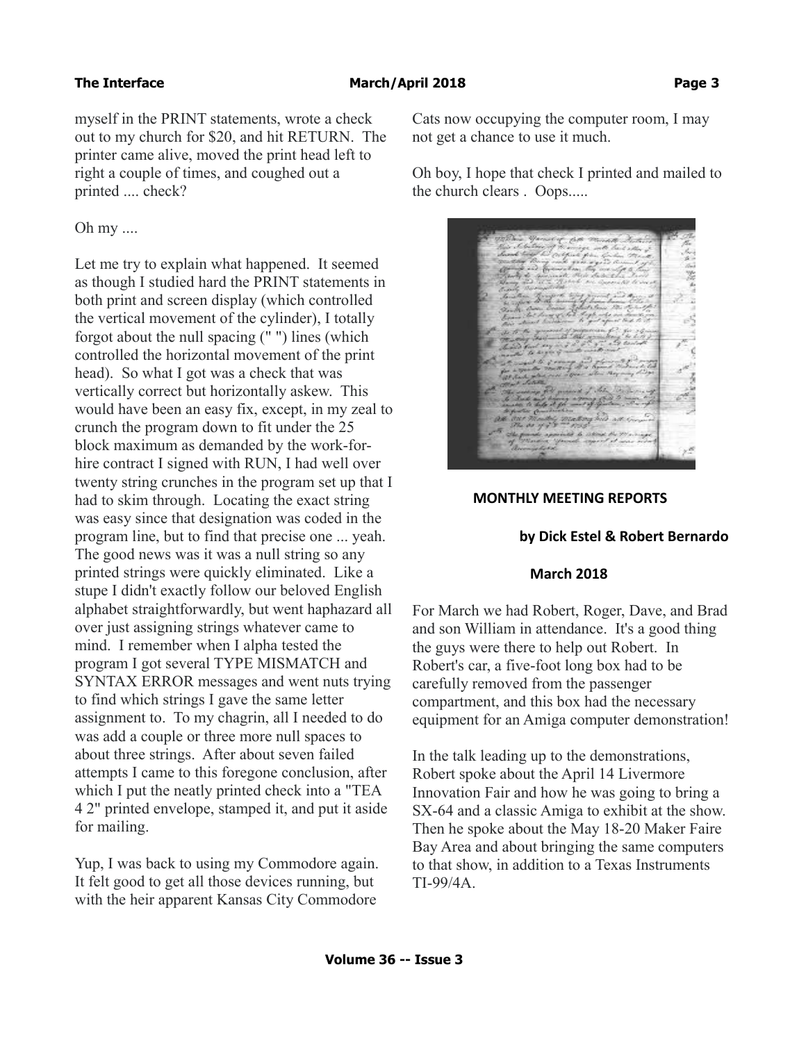myself in the PRINT statements, wrote a check out to my church for $20, and hit RETURN. The printer came alive, moved the print head left to right a couple of times, and coughed out a printed .... check?

Oh my ....

Let me try to explain what happened. It seemed as though I studied hard the PRINT statements in both print and screen display (which controlled the vertical movement of the cylinder), I totally forgot about the null spacing (" ") lines (which controlled the horizontal movement of the print head). So what I got was a check that was vertically correct but horizontally askew. This would have been an easy fix, except, in my zeal to crunch the program down to fit under the 25 block maximum as demanded by the work-for-hire contract I signed with RUN, I had well over twenty string crunches in the program set up that I had to skim through. Locating the exact string was easy since that designation was coded in the program line, but to find that precise one ... yeah. The good news was it was a null string so any printed strings were quickly eliminated. Like a stupe I didn't exactly follow our beloved English alphabet straightforwardly, but went haphazard all over just assigning strings whatever came to mind. I remember when I alpha tested the program I got several TYPE MISMATCH and SYNTAX ERROR messages and went nuts trying to find which strings I gave the same letter assignment to. To my chagrin, all I needed to do was add a couple or three more null spaces to about three strings. After about seven failed attempts I came to this foregone conclusion, after which I put the neatly printed check into a "TEA 4 2" printed envelope, stamped it, and put it aside for mailing.

Yup, I was back to using my Commodore again. It felt good to get all those devices running, but with the heir apparent Kansas City Commodore Cats now occupying the computer room, I may not get a chance to use it much.

Oh boy, I hope that check I printed and mailed to the church clears . Oops.....

## MONTHLY MEETING REPORTS

**by Dick Estel & Robert Bernardo**

### March 2018

For March we had Robert, Roger, Dave, and Brad and son William in attendance. It's a good thing the guys were there to help out Robert. In Robert's car, a five-foot long box had to be carefully removed from the passenger compartment, and this box had the necessary equipment for an Amiga computer demonstration!

In the talk leading up to the demonstrations, Robert spoke about the April 14 Livermore Innovation Fair and how he was going to bring a SX-64 and a classic Amiga to exhibit at the show. Then he spoke about the May 18-20 Maker Faire Bay Area and about bringing the same computers to that show, in addition to a Texas Instruments TI-99/4A.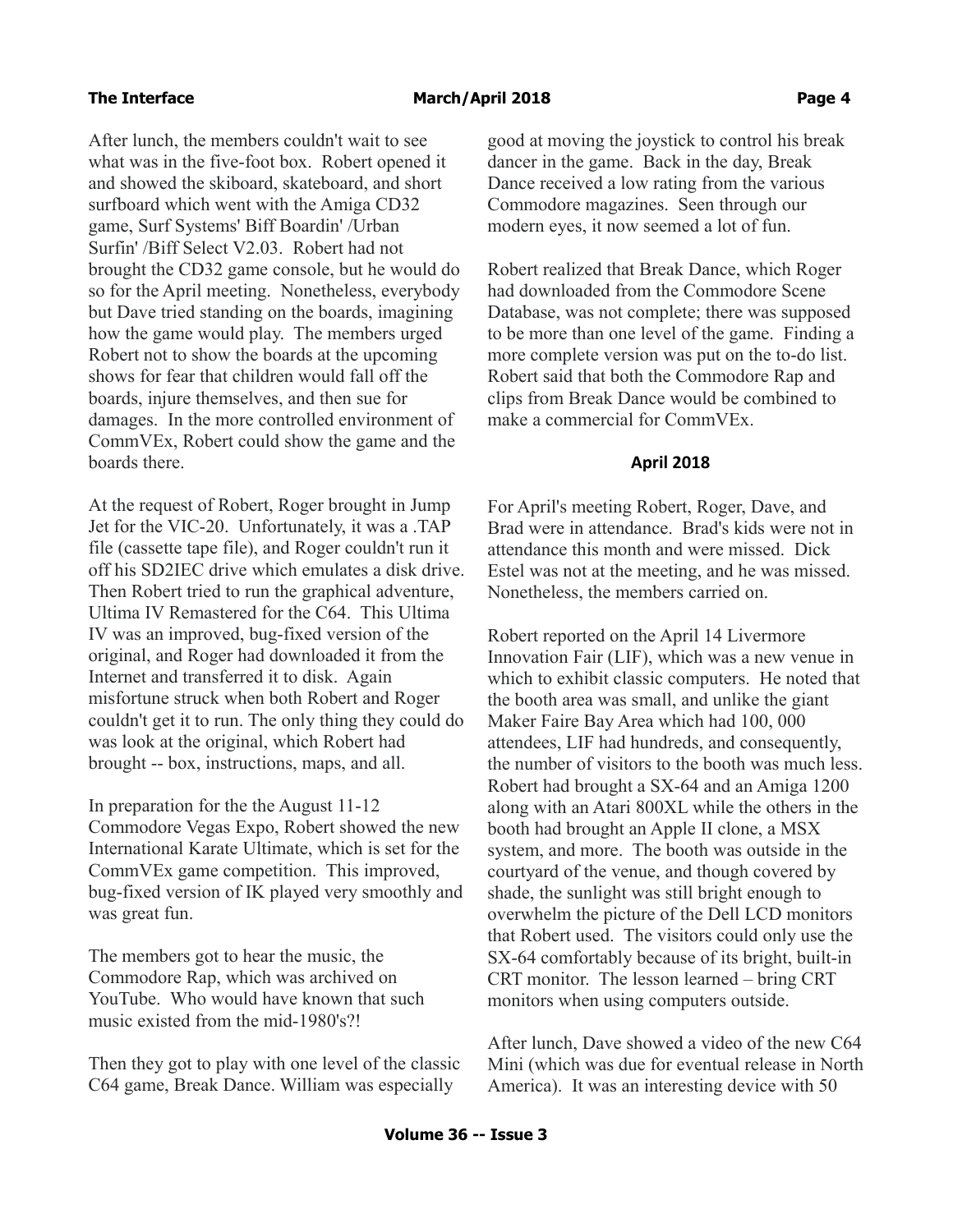After lunch, the members couldn't wait to see what was in the five-foot box. Robert opened it and showed the skiboard, skateboard, and short surfboard which went with the Amiga CD32 game, Surf Systems' Biff Boardin' /Urban Surfin' /Biff Select V2.03. Robert had not brought the CD32 game console, but he would do so for the April meeting. Nonetheless, everybody but Dave tried standing on the boards, imagining how the game would play. The members urged Robert not to show the boards at the upcoming shows for fear that children would fall off the boards, injure themselves, and then sue for damages. In the more controlled environment of CommVEx, Robert could show the game and the boards there.

At the request of Robert, Roger brought in Jump Jet for the VIC-20. Unfortunately, it was a .TAP file (cassette tape file), and Roger couldn't run it off his SD2IEC drive which emulates a disk drive. Then Robert tried to run the graphical adventure, Ultima IV Remastered for the C64. This Ultima IV was an improved, bug-fixed version of the original, and Roger had downloaded it from the Internet and transferred it to disk. Again misfortune struck when both Robert and Roger couldn't get it to run. The only thing they could do was look at the original, which Robert had brought -- box, instructions, maps, and all.

In preparation for the the August 11-12 Commodore Vegas Expo, Robert showed the new International Karate Ultimate, which is set for the CommVEx game competition. This improved, bug-fixed version of IK played very smoothly and was great fun.

The members got to hear the music, the Commodore Rap, which was archived on YouTube. Who would have known that such music existed from the mid-1980's?!

Then they got to play with one level of the classic C64 game, Break Dance. William was especially good at moving the joystick to control his break dancer in the game. Back in the day, Break Dance received a low rating from the various Commodore magazines. Seen through our modern eyes, it now seemed a lot of fun.

Robert realized that Break Dance, which Roger had downloaded from the Commodore Scene Database, was not complete; there was supposed to be more than one level of the game. Finding a more complete version was put on the to-do list. Robert said that both the Commodore Rap and clips from Break Dance would be combined to make a commercial for CommVEx.

## April 2018

For April's meeting Robert, Roger, Dave, and Brad were in attendance. Brad's kids were not in attendance this month and were missed. Dick Estel was not at the meeting, and he was missed. Nonetheless, the members carried on.

Robert reported on the April 14 Livermore Innovation Fair (LIF), which was a new venue in which to exhibit classic computers. He noted that the booth area was small, and unlike the giant Maker Faire Bay Area which had 100, 000 attendees, LIF had hundreds, and consequently, the number of visitors to the booth was much less. Robert had brought a SX-64 and an Amiga 1200 along with an Atari 800XL while the others in the booth had brought an Apple II clone, a MSX system, and more. The booth was outside in the courtyard of the venue, and though covered by shade, the sunlight was still bright enough to overwhelm the picture of the Dell LCD monitors that Robert used. The visitors could only use the SX-64 comfortably because of its bright, built-in CRT monitor. The lesson learned – bring CRT monitors when using computers outside.

After lunch, Dave showed a video of the new C64 Mini (which was due for eventual release in North America). It was an interesting device with 50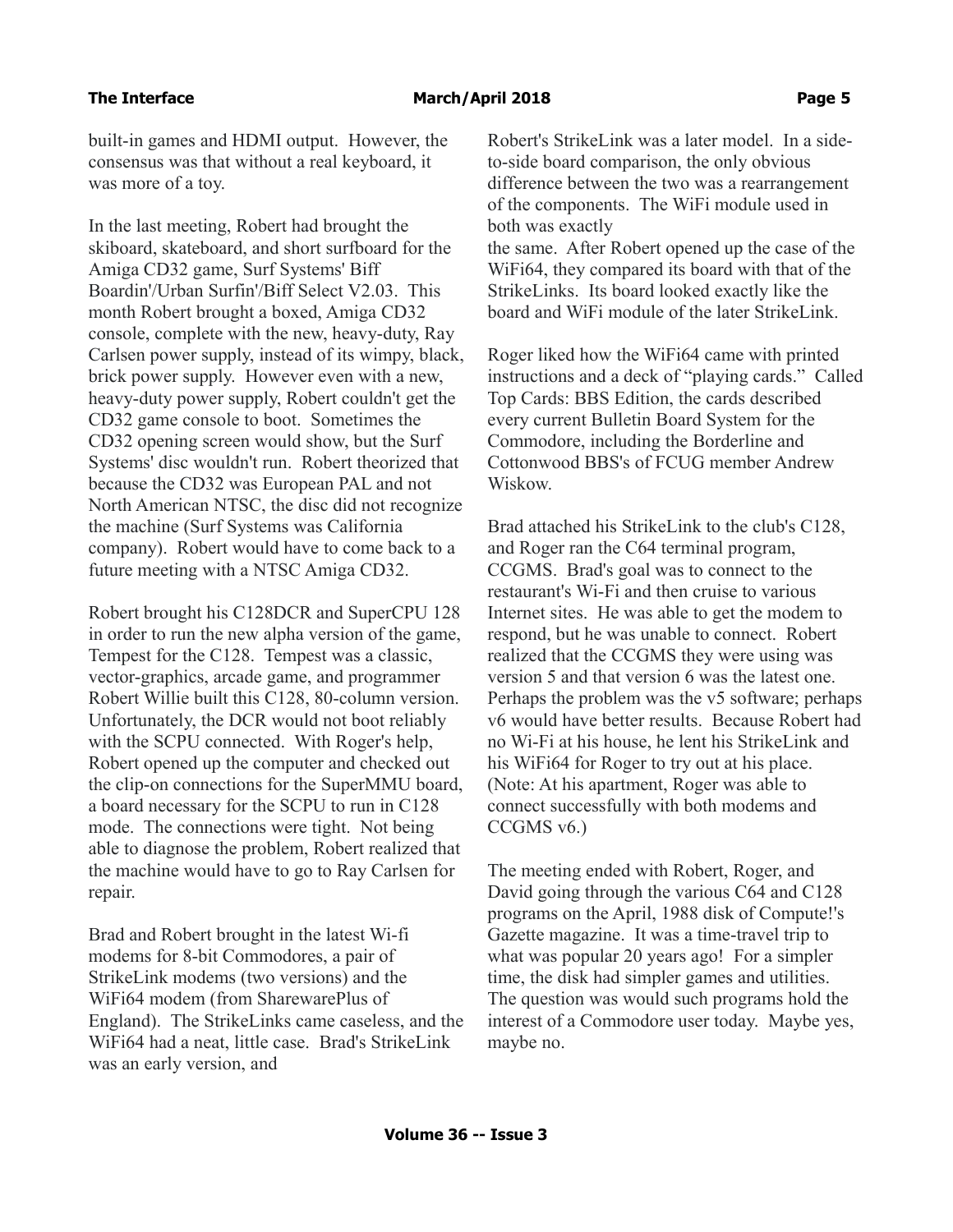built-in games and HDMI output. However, the consensus was that without a real keyboard, it was more of a toy.

In the last meeting, Robert had brought the skiboard, skateboard, and short surfboard for the Amiga CD32 game, Surf Systems' Biff Boardin'/Urban Surfin'/Biff Select V2.03. This month Robert brought a boxed, Amiga CD32 console, complete with the new, heavy-duty, Ray Carlsen power supply, instead of its wimpy, black, brick power supply. However even with a new, heavy-duty power supply, Robert couldn't get the CD32 game console to boot. Sometimes the CD32 opening screen would show, but the Surf Systems' disc wouldn't run. Robert theorized that because the CD32 was European PAL and not North American NTSC, the disc did not recognize the machine (Surf Systems was California company). Robert would have to come back to a future meeting with a NTSC Amiga CD32.

Robert brought his C128DCR and SuperCPU 128 in order to run the new alpha version of the game, Tempest for the C128. Tempest was a classic, vector-graphics, arcade game, and programmer Robert Willie built this C128, 80-column version. Unfortunately, the DCR would not boot reliably with the SCPU connected. With Roger's help, Robert opened up the computer and checked out the clip-on connections for the SuperMMU board, a board necessary for the SCPU to run in C128 mode. The connections were tight. Not being able to diagnose the problem, Robert realized that the machine would have to go to Ray Carlsen for repair.

Brad and Robert brought in the latest Wi-fi modems for 8-bit Commodores, a pair of StrikeLink modems (two versions) and the WiFi64 modem (from SharewarePlus of England). The StrikeLinks came caseless, and the WiFi64 had a neat, little case. Brad's StrikeLink was an early version, and Robert's StrikeLink was a later model. In a side-to-side board comparison, the only obvious difference between the two was a rearrangement of the components. The WiFi module used in both was exactly the same. After Robert opened up the case of the WiFi64, they compared its board with that of the StrikeLinks. Its board looked exactly like the board and WiFi module of the later StrikeLink.

Roger liked how the WiFi64 came with printed instructions and a deck of "playing cards." Called Top Cards: BBS Edition, the cards described every current Bulletin Board System for the Commodore, including the Borderline and Cottonwood BBS's of FCUG member Andrew Wiskow.

Brad attached his StrikeLink to the club's C128, and Roger ran the C64 terminal program, CCGMS. Brad's goal was to connect to the restaurant's Wi-Fi and then cruise to various Internet sites. He was able to get the modem to respond, but he was unable to connect. Robert realized that the CCGMS they were using was version 5 and that version 6 was the latest one. Perhaps the problem was the v5 software; perhaps v6 would have better results. Because Robert had no Wi-Fi at his house, he lent his StrikeLink and his WiFi64 for Roger to try out at his place. (Note: At his apartment, Roger was able to connect successfully with both modems and CCGMS v6.)

The meeting ended with Robert, Roger, and David going through the various C64 and C128 programs on the April, 1988 disk of Compute!'s Gazette magazine. It was a time-travel trip to what was popular 20 years ago! For a simpler time, the disk had simpler games and utilities. The question was would such programs hold the interest of a Commodore user today. Maybe yes, maybe no.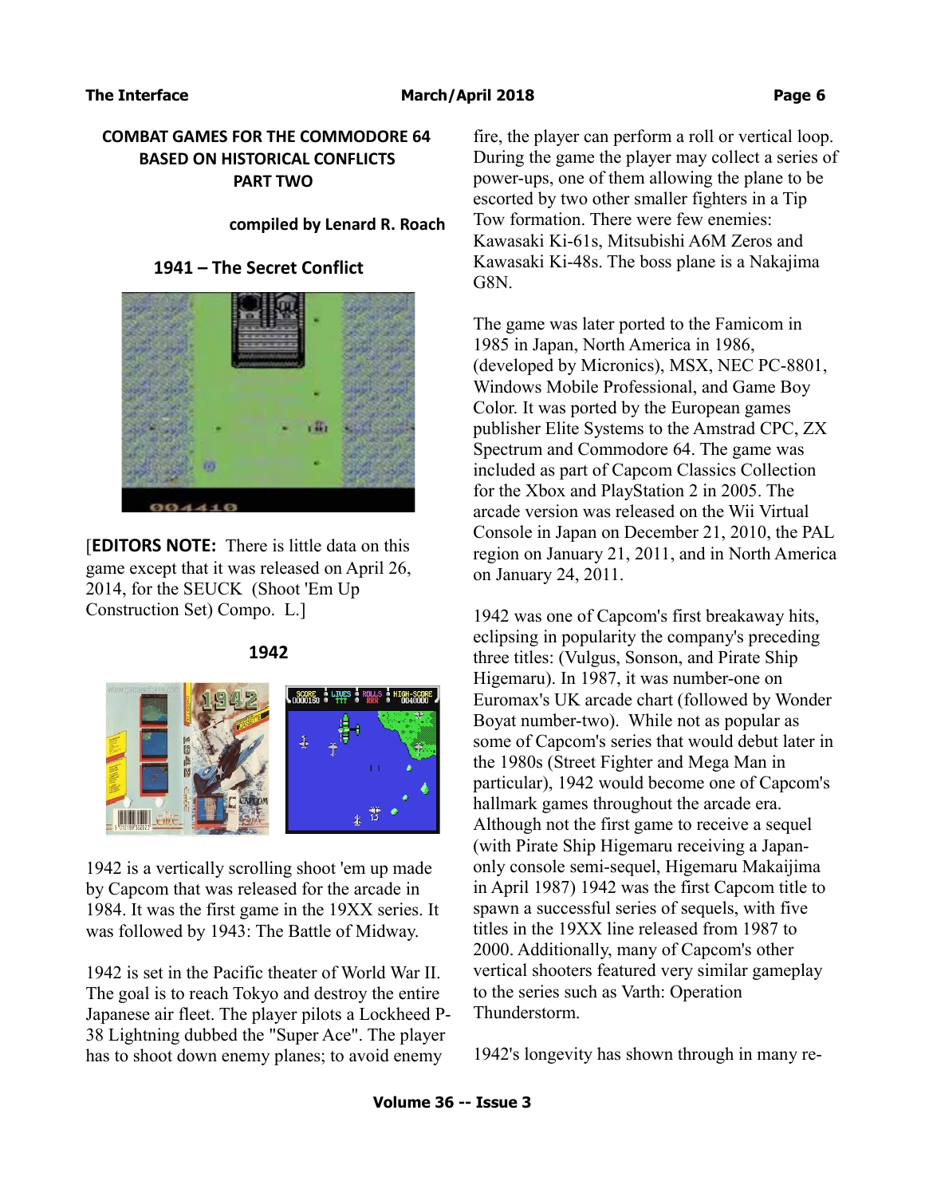## COMBAT GAMES FOR THE COMMODORE 64 BASED ON HISTORICAL CONFLICTS PART TWO

**compiled by Lenard R. Roach**

### 1941 – The Secret Conflict

[**EDITORS NOTE:** There is little data on this game except that it was released on April 26, 2014, for the SEUCK (Shoot 'Em Up Construction Set) Compo. L.]

### 1942

1942 is a vertically scrolling shoot 'em up made by Capcom that was released for the arcade in 1984. It was the first game in the 19XX series. It was followed by 1943: The Battle of Midway.

1942 is set in the Pacific theater of World War II. The goal is to reach Tokyo and destroy the entire Japanese air fleet. The player pilots a Lockheed P-38 Lightning dubbed the "Super Ace". The player has to shoot down enemy planes; to avoid enemy fire, the player can perform a roll or vertical loop. During the game the player may collect a series of power-ups, one of them allowing the plane to be escorted by two other smaller fighters in a Tip Tow formation. There were few enemies: Kawasaki Ki-61s, Mitsubishi A6M Zeros and Kawasaki Ki-48s. The boss plane is a Nakajima G8N.

The game was later ported to the Famicom in 1985 in Japan, North America in 1986, (developed by Micronics), MSX, NEC PC-8801, Windows Mobile Professional, and Game Boy Color. It was ported by the European games publisher Elite Systems to the Amstrad CPC, ZX Spectrum and Commodore 64. The game was included as part of Capcom Classics Collection for the Xbox and PlayStation 2 in 2005. The arcade version was released on the Wii Virtual Console in Japan on December 21, 2010, the PAL region on January 21, 2011, and in North America on January 24, 2011.

1942 was one of Capcom's first breakaway hits, eclipsing in popularity the company's preceding three titles: (Vulgus, Sonson, and Pirate Ship Higemaru). In 1987, it was number-one on Euromax's UK arcade chart (followed by Wonder Boyat number-two). While not as popular as some of Capcom's series that would debut later in the 1980s (Street Fighter and Mega Man in particular), 1942 would become one of Capcom's hallmark games throughout the arcade era. Although not the first game to receive a sequel (with Pirate Ship Higemaru receiving a Japan-only console semi-sequel, Higemaru Makaijima in April 1987) 1942 was the first Capcom title to spawn a successful series of sequels, with five titles in the 19XX line released from 1987 to 2000. Additionally, many of Capcom's other vertical shooters featured very similar gameplay to the series such as Varth: Operation Thunderstorm.

1942's longevity has shown through in many re-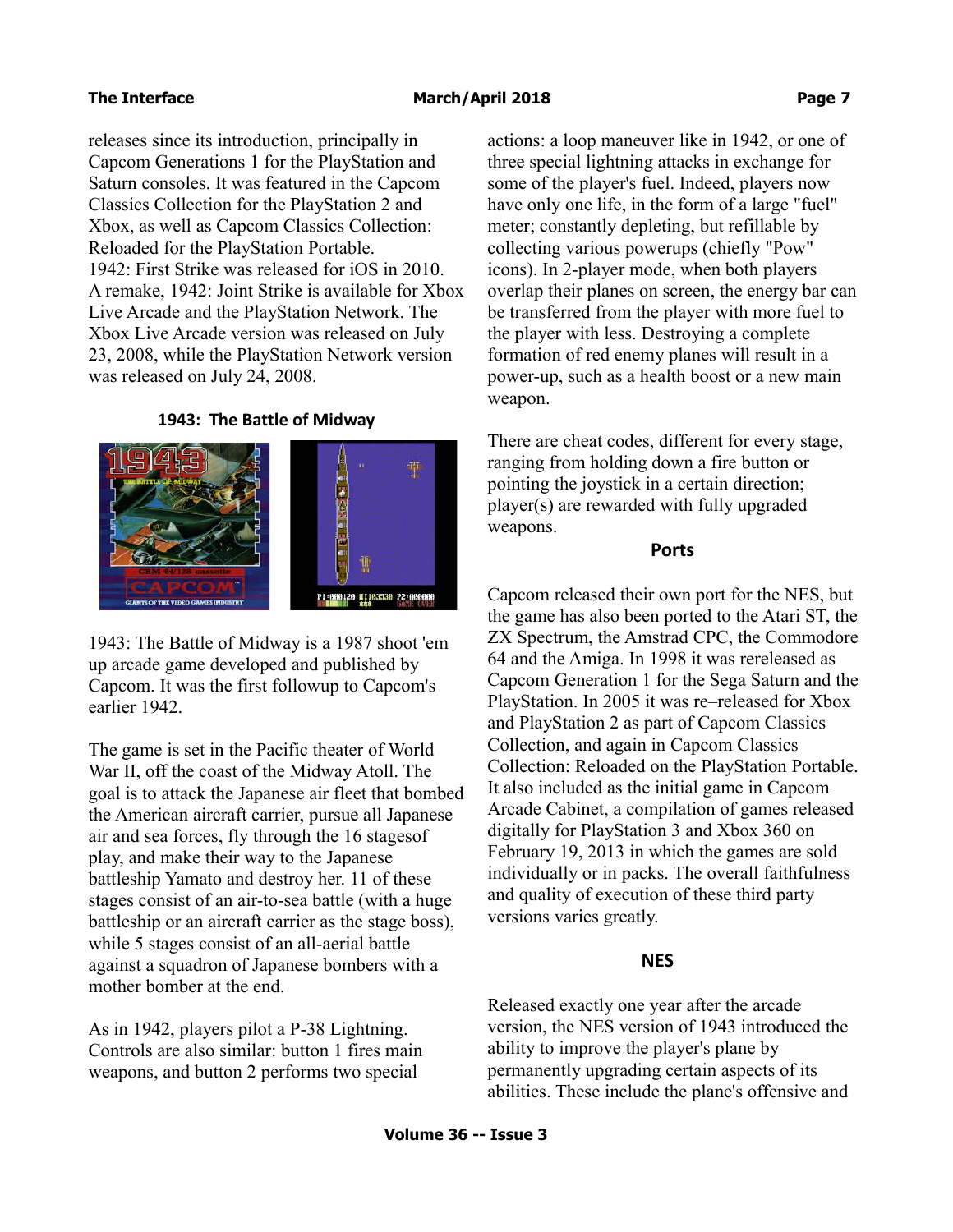releases since its introduction, principally in Capcom Generations 1 for the PlayStation and Saturn consoles. It was featured in the Capcom Classics Collection for the PlayStation 2 and Xbox, as well as Capcom Classics Collection: Reloaded for the PlayStation Portable.
1942: First Strike was released for iOS in 2010. A remake, 1942: Joint Strike is available for Xbox Live Arcade and the PlayStation Network. The Xbox Live Arcade version was released on July 23, 2008, while the PlayStation Network version was released on July 24, 2008.

## 1943: The Battle of Midway

1943: The Battle of Midway is a 1987 shoot 'em up arcade game developed and published by Capcom. It was the first followup to Capcom's earlier 1942.

The game is set in the Pacific theater of World War II, off the coast of the Midway Atoll. The goal is to attack the Japanese air fleet that bombed the American aircraft carrier, pursue all Japanese air and sea forces, fly through the 16 stagesof play, and make their way to the Japanese battleship Yamato and destroy her. 11 of these stages consist of an air-to-sea battle (with a huge battleship or an aircraft carrier as the stage boss), while 5 stages consist of an all-aerial battle against a squadron of Japanese bombers with a mother bomber at the end.

As in 1942, players pilot a P-38 Lightning. Controls are also similar: button 1 fires main weapons, and button 2 performs two special actions: a loop maneuver like in 1942, or one of three special lightning attacks in exchange for some of the player's fuel. Indeed, players now have only one life, in the form of a large "fuel" meter; constantly depleting, but refillable by collecting various powerups (chiefly "Pow" icons). In 2-player mode, when both players overlap their planes on screen, the energy bar can be transferred from the player with more fuel to the player with less. Destroying a complete formation of red enemy planes will result in a power-up, such as a health boost or a new main weapon.

There are cheat codes, different for every stage, ranging from holding down a fire button or pointing the joystick in a certain direction; player(s) are rewarded with fully upgraded weapons.

### Ports

Capcom released their own port for the NES, but the game has also been ported to the Atari ST, the ZX Spectrum, the Amstrad CPC, the Commodore 64 and the Amiga. In 1998 it was rereleased as Capcom Generation 1 for the Sega Saturn and the PlayStation. In 2005 it was re–released for Xbox and PlayStation 2 as part of Capcom Classics Collection, and again in Capcom Classics Collection: Reloaded on the PlayStation Portable. It also included as the initial game in Capcom Arcade Cabinet, a compilation of games released digitally for PlayStation 3 and Xbox 360 on February 19, 2013 in which the games are sold individually or in packs. The overall faithfulness and quality of execution of these third party versions varies greatly.

### NES

Released exactly one year after the arcade version, the NES version of 1943 introduced the ability to improve the player's plane by permanently upgrading certain aspects of its abilities. These include the plane's offensive and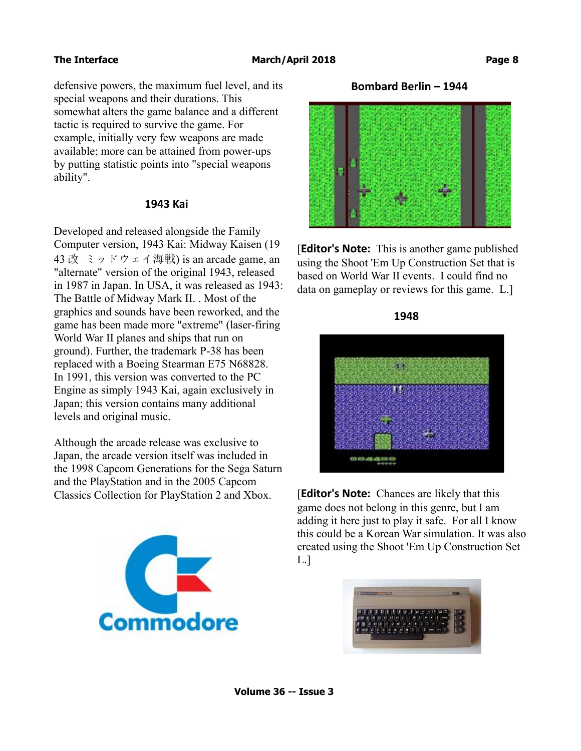defensive powers, the maximum fuel level, and its special weapons and their durations. This somewhat alters the game balance and a different tactic is required to survive the game. For example, initially very few weapons are made available; more can be attained from power-ups by putting statistic points into "special weapons ability".

### 1943 Kai

Developed and released alongside the Family Computer version, 1943 Kai: Midway Kaisen (1943 改 ミッドウェイ海戦) is an arcade game, an "alternate" version of the original 1943, released in 1987 in Japan. In USA, it was released as 1943: The Battle of Midway Mark II. . Most of the graphics and sounds have been reworked, and the game has been made more "extreme" (laser-firing World War II planes and ships that run on ground). Further, the trademark P-38 has been replaced with a Boeing Stearman E75 N68828. In 1991, this version was converted to the PC Engine as simply 1943 Kai, again exclusively in Japan; this version contains many additional levels and original music.

Although the arcade release was exclusive to Japan, the arcade version itself was included in the 1998 Capcom Generations for the Sega Saturn and the PlayStation and in the 2005 Capcom Classics Collection for PlayStation 2 and Xbox.

### Bombard Berlin – 1944

[**Editor's Note:** This is another game published using the Shoot 'Em Up Construction Set that is based on World War II events. I could find no data on gameplay or reviews for this game. L.]

### 1948

[**Editor's Note:** Chances are likely that this game does not belong in this genre, but I am adding it here just to play it safe. For all I know this could be a Korean War simulation. It was also created using the Shoot 'Em Up Construction Set L.]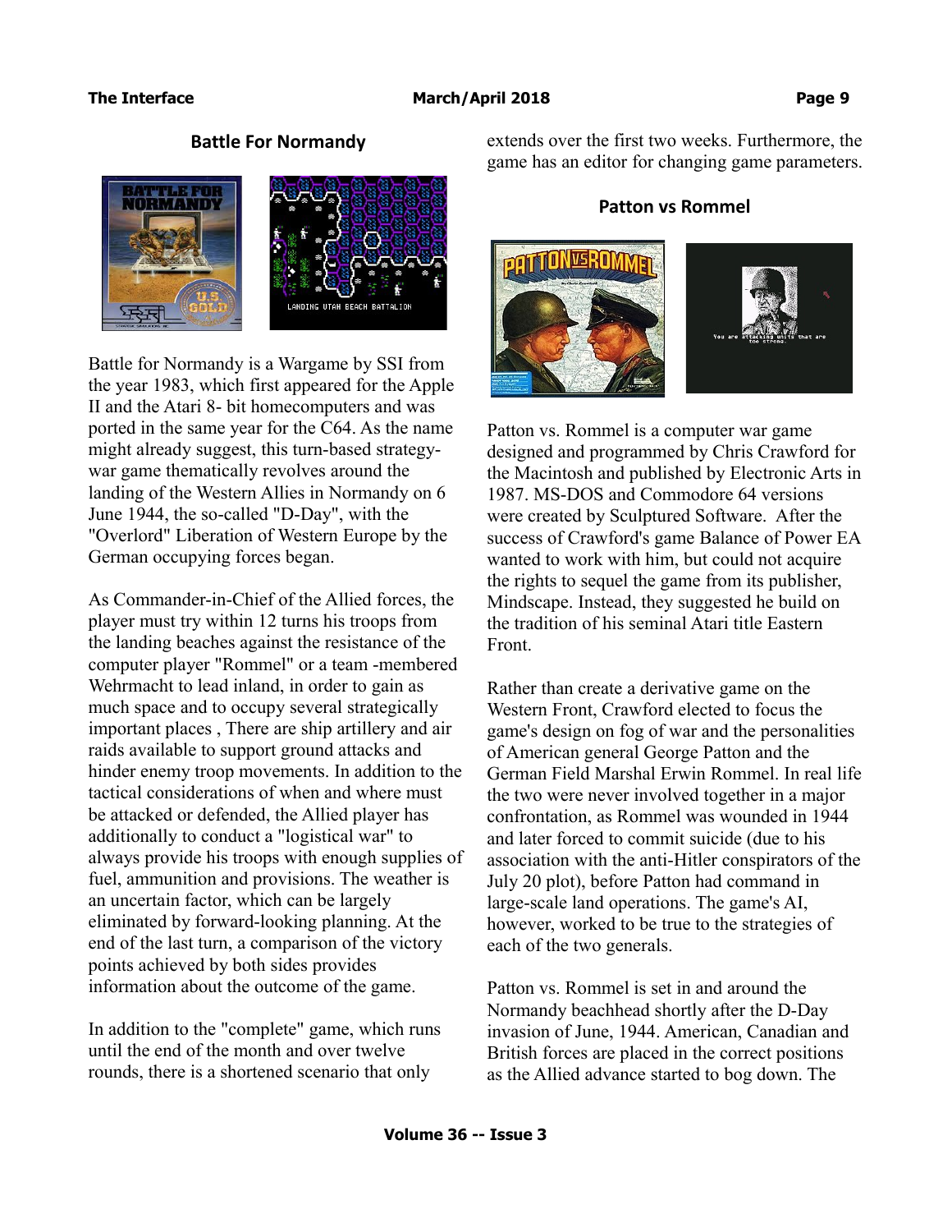## Battle For Normandy

Battle for Normandy is a Wargame by SSI from the year 1983, which first appeared for the Apple II and the Atari 8- bit homecomputers and was ported in the same year for the C64. As the name might already suggest, this turn-based strategy-war game thematically revolves around the landing of the Western Allies in Normandy on 6 June 1944, the so-called "D-Day", with the "Overlord" Liberation of Western Europe by the German occupying forces began.

As Commander-in-Chief of the Allied forces, the player must try within 12 turns his troops from the landing beaches against the resistance of the computer player "Rommel" or a team -membered Wehrmacht to lead inland, in order to gain as much space and to occupy several strategically important places , There are ship artillery and air raids available to support ground attacks and hinder enemy troop movements. In addition to the tactical considerations of when and where must be attacked or defended, the Allied player has additionally to conduct a "logistical war" to always provide his troops with enough supplies of fuel, ammunition and provisions. The weather is an uncertain factor, which can be largely eliminated by forward-looking planning. At the end of the last turn, a comparison of the victory points achieved by both sides provides information about the outcome of the game.

In addition to the "complete" game, which runs until the end of the month and over twelve rounds, there is a shortened scenario that only extends over the first two weeks. Furthermore, the game has an editor for changing game parameters.

## Patton vs Rommel

Patton vs. Rommel is a computer war game designed and programmed by Chris Crawford for the Macintosh and published by Electronic Arts in 1987. MS-DOS and Commodore 64 versions were created by Sculptured Software. After the success of Crawford's game Balance of Power EA wanted to work with him, but could not acquire the rights to sequel the game from its publisher, Mindscape. Instead, they suggested he build on the tradition of his seminal Atari title Eastern Front.

Rather than create a derivative game on the Western Front, Crawford elected to focus the game's design on fog of war and the personalities of American general George Patton and the German Field Marshal Erwin Rommel. In real life the two were never involved together in a major confrontation, as Rommel was wounded in 1944 and later forced to commit suicide (due to his association with the anti-Hitler conspirators of the July 20 plot), before Patton had command in large-scale land operations. The game's AI, however, worked to be true to the strategies of each of the two generals.

Patton vs. Rommel is set in and around the Normandy beachhead shortly after the D-Day invasion of June, 1944. American, Canadian and British forces are placed in the correct positions as the Allied advance started to bog down. The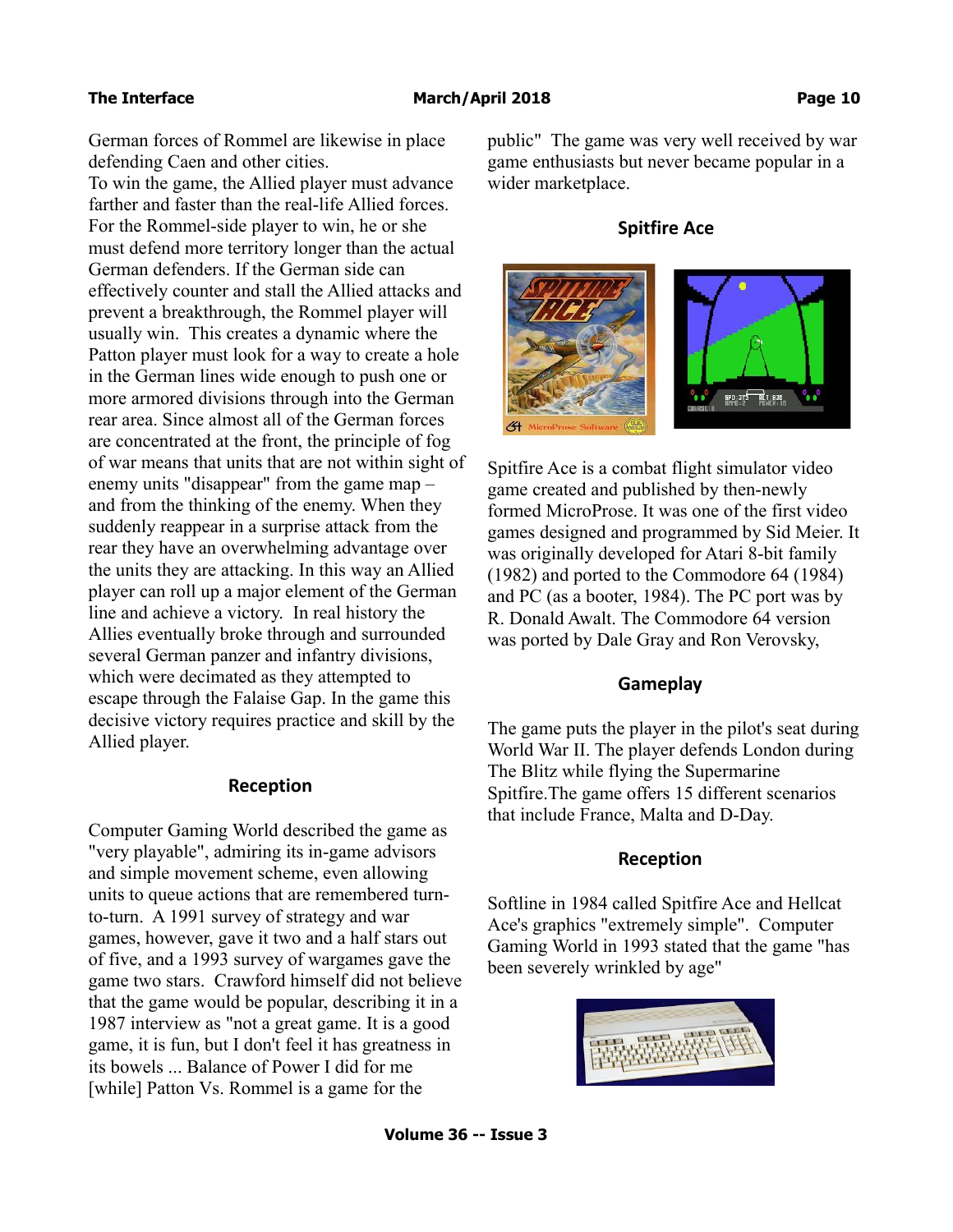German forces of Rommel are likewise in place defending Caen and other cities.
To win the game, the Allied player must advance farther and faster than the real-life Allied forces. For the Rommel-side player to win, he or she must defend more territory longer than the actual German defenders. If the German side can effectively counter and stall the Allied attacks and prevent a breakthrough, the Rommel player will usually win. This creates a dynamic where the Patton player must look for a way to create a hole in the German lines wide enough to push one or more armored divisions through into the German rear area. Since almost all of the German forces are concentrated at the front, the principle of fog of war means that units that are not within sight of enemy units "disappear" from the game map – and from the thinking of the enemy. When they suddenly reappear in a surprise attack from the rear they have an overwhelming advantage over the units they are attacking. In this way an Allied player can roll up a major element of the German line and achieve a victory. In real history the Allies eventually broke through and surrounded several German panzer and infantry divisions, which were decimated as they attempted to escape through the Falaise Gap. In the game this decisive victory requires practice and skill by the Allied player.

### Reception

Computer Gaming World described the game as "very playable", admiring its in-game advisors and simple movement scheme, even allowing units to queue actions that are remembered turn-to-turn. A 1991 survey of strategy and war games, however, gave it two and a half stars out of five, and a 1993 survey of wargames gave the game two stars. Crawford himself did not believe that the game would be popular, describing it in a 1987 interview as "not a great game. It is a good game, it is fun, but I don't feel it has greatness in its bowels ... Balance of Power I did for me [while] Patton Vs. Rommel is a game for the public" The game was very well received by war game enthusiasts but never became popular in a wider marketplace.

## Spitfire Ace

Spitfire Ace is a combat flight simulator video game created and published by then-newly formed MicroProse. It was one of the first video games designed and programmed by Sid Meier. It was originally developed for Atari 8-bit family (1982) and ported to the Commodore 64 (1984) and PC (as a booter, 1984). The PC port was by R. Donald Awalt. The Commodore 64 version was ported by Dale Gray and Ron Verovsky,

### Gameplay

The game puts the player in the pilot's seat during World War II. The player defends London during The Blitz while flying the Supermarine Spitfire.The game offers 15 different scenarios that include France, Malta and D-Day.

### Reception

Softline in 1984 called Spitfire Ace and Hellcat Ace's graphics "extremely simple". Computer Gaming World in 1993 stated that the game "has been severely wrinkled by age"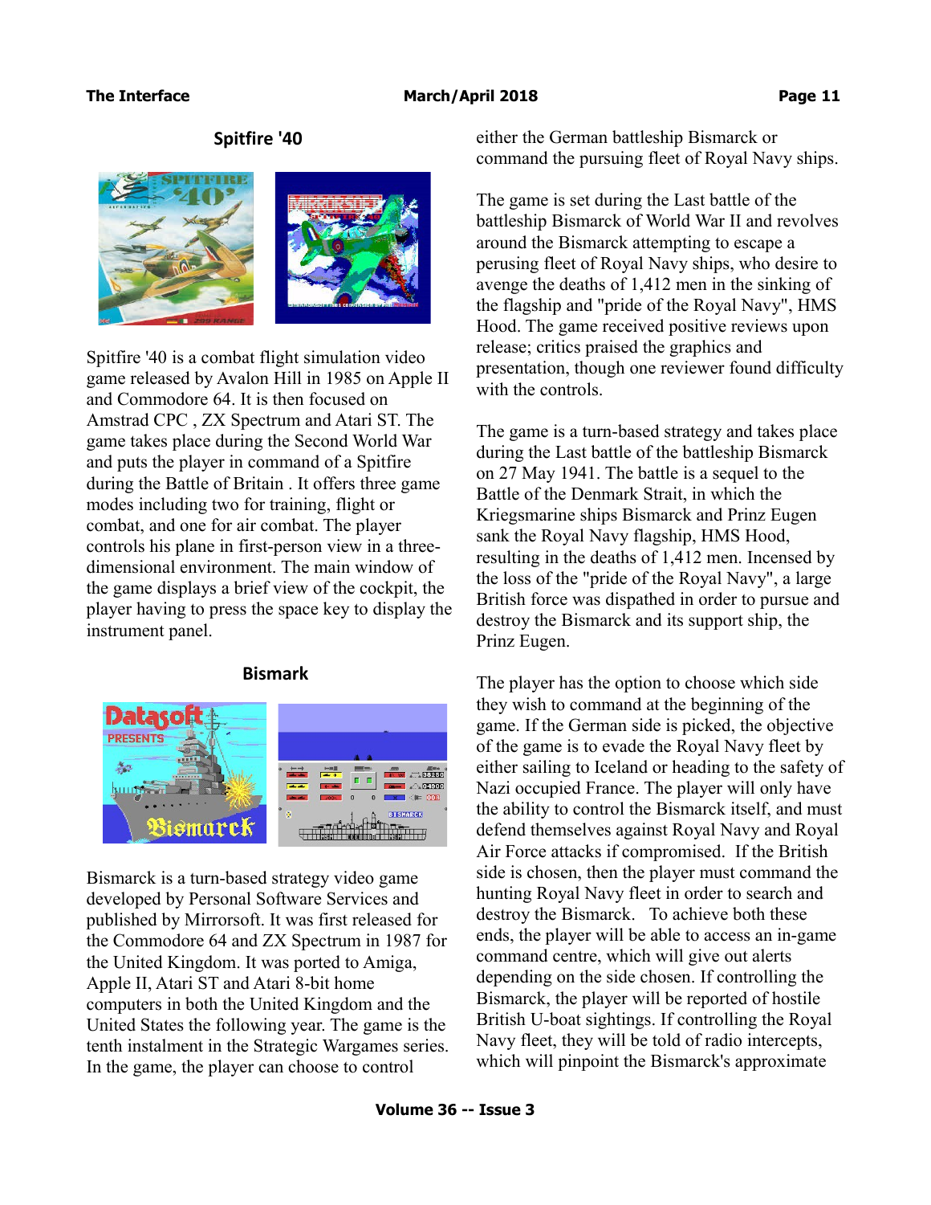## Spitfire '40

Spitfire '40 is a combat flight simulation video game released by Avalon Hill in 1985 on Apple II and Commodore 64. It is then focused on Amstrad CPC , ZX Spectrum and Atari ST. The game takes place during the Second World War and puts the player in command of a Spitfire during the Battle of Britain . It offers three game modes including two for training, flight or combat, and one for air combat. The player controls his plane in first-person view in a three-dimensional environment. The main window of the game displays a brief view of the cockpit, the player having to press the space key to display the instrument panel.

## Bismark

Bismarck is a turn-based strategy video game developed by Personal Software Services and published by Mirrorsoft. It was first released for the Commodore 64 and ZX Spectrum in 1987 for the United Kingdom. It was ported to Amiga, Apple II, Atari ST and Atari 8-bit home computers in both the United Kingdom and the United States the following year. The game is the tenth instalment in the Strategic Wargames series. In the game, the player can choose to control either the German battleship Bismarck or command the pursuing fleet of Royal Navy ships.

The game is set during the Last battle of the battleship Bismarck of World War II and revolves around the Bismarck attempting to escape a perusing fleet of Royal Navy ships, who desire to avenge the deaths of 1,412 men in the sinking of the flagship and "pride of the Royal Navy", HMS Hood. The game received positive reviews upon release; critics praised the graphics and presentation, though one reviewer found difficulty with the controls.

The game is a turn-based strategy and takes place during the Last battle of the battleship Bismarck on 27 May 1941. The battle is a sequel to the Battle of the Denmark Strait, in which the Kriegsmarine ships Bismarck and Prinz Eugen sank the Royal Navy flagship, HMS Hood, resulting in the deaths of 1,412 men. Incensed by the loss of the "pride of the Royal Navy", a large British force was dispatched in order to pursue and destroy the Bismarck and its support ship, the Prinz Eugen.

The player has the option to choose which side they wish to command at the beginning of the game. If the German side is picked, the objective of the game is to evade the Royal Navy fleet by either sailing to Iceland or heading to the safety of Nazi occupied France. The player will only have the ability to control the Bismarck itself, and must defend themselves against Royal Navy and Royal Air Force attacks if compromised. If the British side is chosen, then the player must command the hunting Royal Navy fleet in order to search and destroy the Bismarck. To achieve both these ends, the player will be able to access an in-game command centre, which will give out alerts depending on the side chosen. If controlling the Bismarck, the player will be reported of hostile British U-boat sightings. If controlling the Royal Navy fleet, they will be told of radio intercepts, which will pinpoint the Bismarck's approximate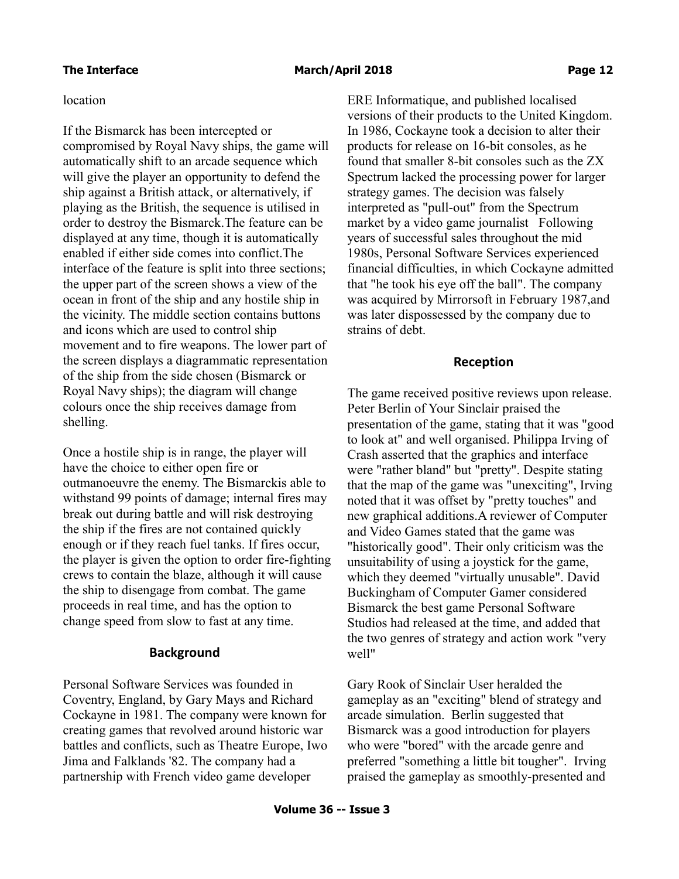location

If the Bismarck has been intercepted or compromised by Royal Navy ships, the game will automatically shift to an arcade sequence which will give the player an opportunity to defend the ship against a British attack, or alternatively, if playing as the British, the sequence is utilised in order to destroy the Bismarck.The feature can be displayed at any time, though it is automatically enabled if either side comes into conflict.The interface of the feature is split into three sections; the upper part of the screen shows a view of the ocean in front of the ship and any hostile ship in the vicinity. The middle section contains buttons and icons which are used to control ship movement and to fire weapons. The lower part of the screen displays a diagrammatic representation of the ship from the side chosen (Bismarck or Royal Navy ships); the diagram will change colours once the ship receives damage from shelling.

Once a hostile ship is in range, the player will have the choice to either open fire or outmanoeuvre the enemy. The Bismarckis able to withstand 99 points of damage; internal fires may break out during battle and will risk destroying the ship if the fires are not contained quickly enough or if they reach fuel tanks. If fires occur, the player is given the option to order fire-fighting crews to contain the blaze, although it will cause the ship to disengage from combat. The game proceeds in real time, and has the option to change speed from slow to fast at any time.

## Background

Personal Software Services was founded in Coventry, England, by Gary Mays and Richard Cockayne in 1981. The company were known for creating games that revolved around historic war battles and conflicts, such as Theatre Europe, Iwo Jima and Falklands '82. The company had a partnership with French video game developer ERE Informatique, and published localised versions of their products to the United Kingdom. In 1986, Cockayne took a decision to alter their products for release on 16-bit consoles, as he found that smaller 8-bit consoles such as the ZX Spectrum lacked the processing power for larger strategy games. The decision was falsely interpreted as "pull-out" from the Spectrum market by a video game journalist Following years of successful sales throughout the mid 1980s, Personal Software Services experienced financial difficulties, in which Cockayne admitted that "he took his eye off the ball". The company was acquired by Mirrorsoft in February 1987,and was later dispossessed by the company due to strains of debt.

## Reception

The game received positive reviews upon release. Peter Berlin of Your Sinclair praised the presentation of the game, stating that it was "good to look at" and well organised. Philippa Irving of Crash asserted that the graphics and interface were "rather bland" but "pretty". Despite stating that the map of the game was "unexciting", Irving noted that it was offset by "pretty touches" and new graphical additions.A reviewer of Computer and Video Games stated that the game was "historically good". Their only criticism was the unsuitability of using a joystick for the game, which they deemed "virtually unusable". David Buckingham of Computer Gamer considered Bismarck the best game Personal Software Studios had released at the time, and added that the two genres of strategy and action work "very well"

Gary Rook of Sinclair User heralded the gameplay as an "exciting" blend of strategy and arcade simulation. Berlin suggested that Bismarck was a good introduction for players who were "bored" with the arcade genre and preferred "something a little bit tougher". Irving praised the gameplay as smoothly-presented and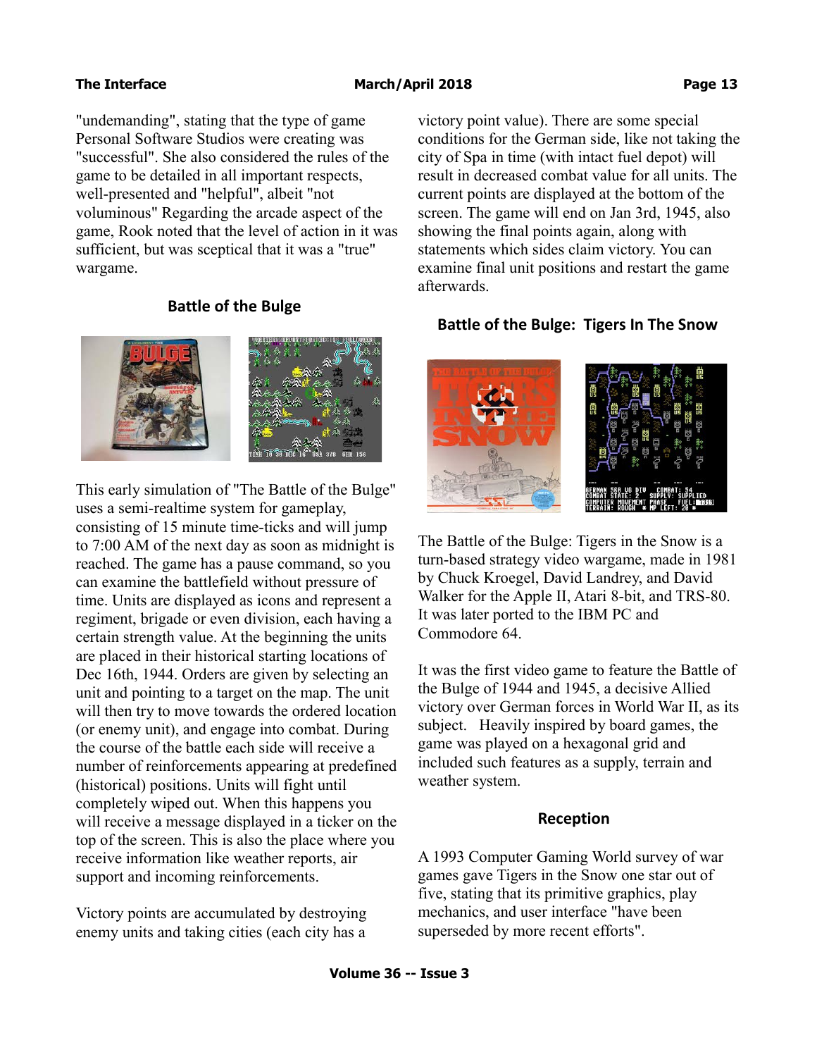"undemanding", stating that the type of game Personal Software Studios were creating was "successful". She also considered the rules of the game to be detailed in all important respects, well-presented and "helpful", albeit "not voluminous" Regarding the arcade aspect of the game, Rook noted that the level of action in it was sufficient, but was sceptical that it was a "true" wargame.

## Battle of the Bulge

This early simulation of "The Battle of the Bulge" uses a semi-realtime system for gameplay, consisting of 15 minute time-ticks and will jump to 7:00 AM of the next day as soon as midnight is reached. The game has a pause command, so you can examine the battlefield without pressure of time. Units are displayed as icons and represent a regiment, brigade or even division, each having a certain strength value. At the beginning the units are placed in their historical starting locations of Dec 16th, 1944. Orders are given by selecting an unit and pointing to a target on the map. The unit will then try to move towards the ordered location (or enemy unit), and engage into combat. During the course of the battle each side will receive a number of reinforcements appearing at predefined (historical) positions. Units will fight until completely wiped out. When this happens you will receive a message displayed in a ticker on the top of the screen. This is also the place where you receive information like weather reports, air support and incoming reinforcements.

Victory points are accumulated by destroying enemy units and taking cities (each city has a victory point value). There are some special conditions for the German side, like not taking the city of Spa in time (with intact fuel depot) will result in decreased combat value for all units. The current points are displayed at the bottom of the screen. The game will end on Jan 3rd, 1945, also showing the final points again, along with statements which sides claim victory. You can examine final unit positions and restart the game afterwards.

## Battle of the Bulge: Tigers In The Snow

The Battle of the Bulge: Tigers in the Snow is a turn-based strategy video wargame, made in 1981 by Chuck Kroegel, David Landrey, and David Walker for the Apple II, Atari 8-bit, and TRS-80. It was later ported to the IBM PC and Commodore 64.

It was the first video game to feature the Battle of the Bulge of 1944 and 1945, a decisive Allied victory over German forces in World War II, as its subject. Heavily inspired by board games, the game was played on a hexagonal grid and included such features as a supply, terrain and weather system.

### Reception

A 1993 Computer Gaming World survey of war games gave Tigers in the Snow one star out of five, stating that its primitive graphics, play mechanics, and user interface "have been superseded by more recent efforts".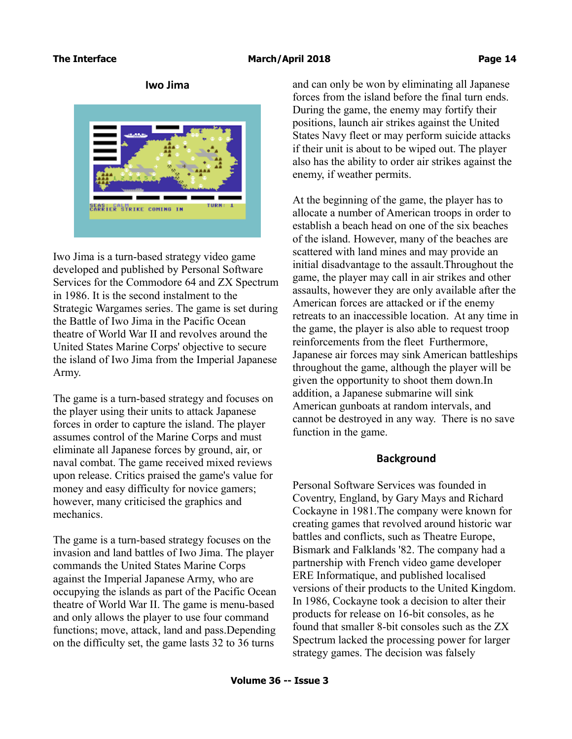## Iwo Jima

Iwo Jima is a turn-based strategy video game developed and published by Personal Software Services for the Commodore 64 and ZX Spectrum in 1986. It is the second instalment to the Strategic Wargames series. The game is set during the Battle of Iwo Jima in the Pacific Ocean theatre of World War II and revolves around the United States Marine Corps' objective to secure the island of Iwo Jima from the Imperial Japanese Army.

The game is a turn-based strategy and focuses on the player using their units to attack Japanese forces in order to capture the island. The player assumes control of the Marine Corps and must eliminate all Japanese forces by ground, air, or naval combat. The game received mixed reviews upon release. Critics praised the game's value for money and easy difficulty for novice gamers; however, many criticised the graphics and mechanics.

The game is a turn-based strategy focuses on the invasion and land battles of Iwo Jima. The player commands the United States Marine Corps against the Imperial Japanese Army, who are occupying the islands as part of the Pacific Ocean theatre of World War II. The game is menu-based and only allows the player to use four command functions; move, attack, land and pass.Depending on the difficulty set, the game lasts 32 to 36 turns and can only be won by eliminating all Japanese forces from the island before the final turn ends. During the game, the enemy may fortify their positions, launch air strikes against the United States Navy fleet or may perform suicide attacks if their unit is about to be wiped out. The player also has the ability to order air strikes against the enemy, if weather permits.

At the beginning of the game, the player has to allocate a number of American troops in order to establish a beach head on one of the six beaches of the island. However, many of the beaches are scattered with land mines and may provide an initial disadvantage to the assault.Throughout the game, the player may call in air strikes and other assaults, however they are only available after the American forces are attacked or if the enemy retreats to an inaccessible location. At any time in the game, the player is also able to request troop reinforcements from the fleet Furthermore, Japanese air forces may sink American battleships throughout the game, although the player will be given the opportunity to shoot them down.In addition, a Japanese submarine will sink American gunboats at random intervals, and cannot be destroyed in any way. There is no save function in the game.

### Background

Personal Software Services was founded in Coventry, England, by Gary Mays and Richard Cockayne in 1981.The company were known for creating games that revolved around historic war battles and conflicts, such as Theatre Europe, Bismark and Falklands '82. The company had a partnership with French video game developer ERE Informatique, and published localised versions of their products to the United Kingdom. In 1986, Cockayne took a decision to alter their products for release on 16-bit consoles, as he found that smaller 8-bit consoles such as the ZX Spectrum lacked the processing power for larger strategy games. The decision was falsely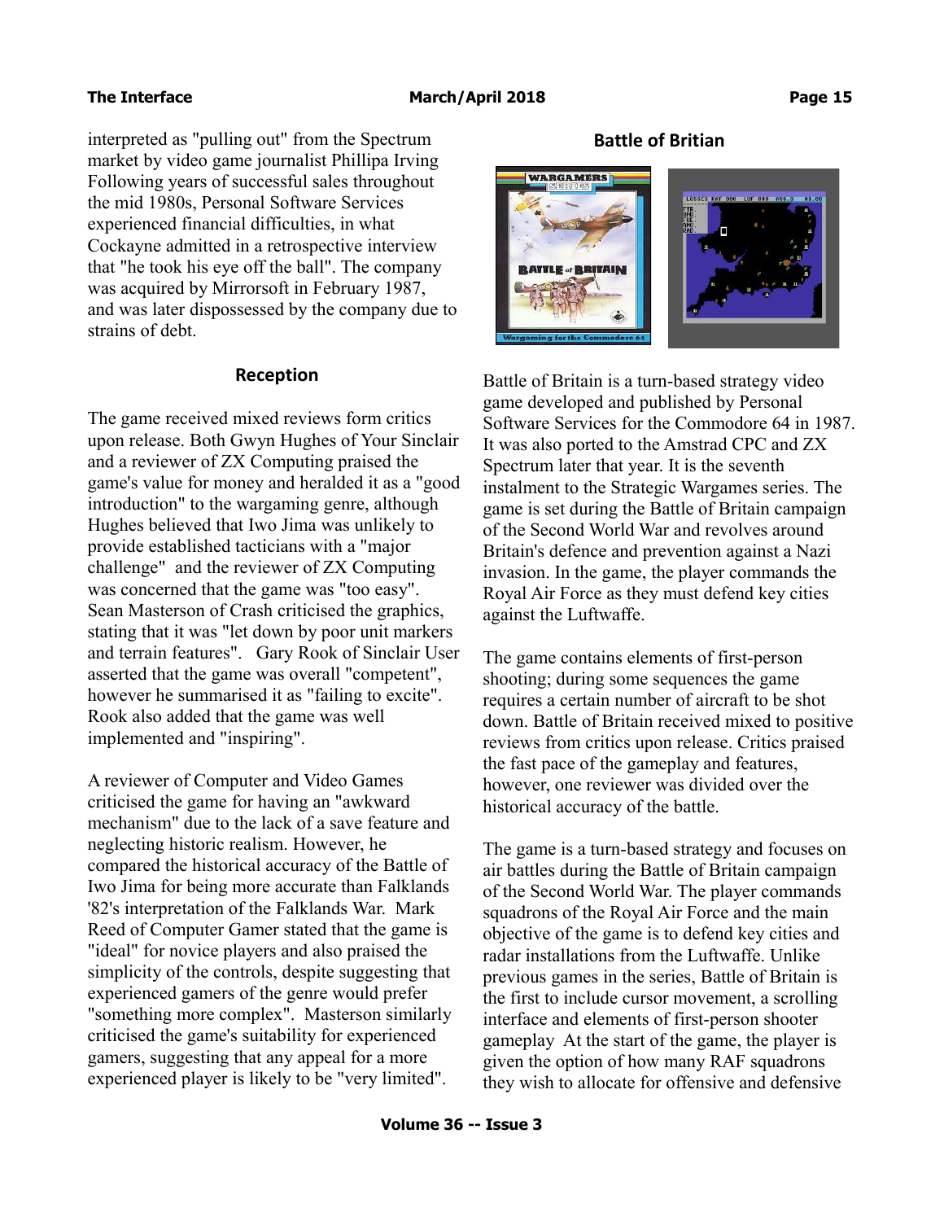interpreted as "pulling out" from the Spectrum market by video game journalist Phillipa Irving Following years of successful sales throughout the mid 1980s, Personal Software Services experienced financial difficulties, in what Cockayne admitted in a retrospective interview that "he took his eye off the ball". The company was acquired by Mirrorsoft in February 1987, and was later dispossessed by the company due to strains of debt.

## Reception

The game received mixed reviews form critics upon release. Both Gwyn Hughes of Your Sinclair and a reviewer of ZX Computing praised the game's value for money and heralded it as a "good introduction" to the wargaming genre, although Hughes believed that Iwo Jima was unlikely to provide established tacticians with a "major challenge" and the reviewer of ZX Computing was concerned that the game was "too easy". Sean Masterson of Crash criticised the graphics, stating that it was "let down by poor unit markers and terrain features". Gary Rook of Sinclair User asserted that the game was overall "competent", however he summarised it as "failing to excite". Rook also added that the game was well implemented and "inspiring".

A reviewer of Computer and Video Games criticised the game for having an "awkward mechanism" due to the lack of a save feature and neglecting historic realism. However, he compared the historical accuracy of the Battle of Iwo Jima for being more accurate than Falklands '82's interpretation of the Falklands War. Mark Reed of Computer Gamer stated that the game is "ideal" for novice players and also praised the simplicity of the controls, despite suggesting that experienced gamers of the genre would prefer "something more complex". Masterson similarly criticised the game's suitability for experienced gamers, suggesting that any appeal for a more experienced player is likely to be "very limited".

## Battle of Britian

Battle of Britain is a turn-based strategy video game developed and published by Personal Software Services for the Commodore 64 in 1987. It was also ported to the Amstrad CPC and ZX Spectrum later that year. It is the seventh instalment to the Strategic Wargames series. The game is set during the Battle of Britain campaign of the Second World War and revolves around Britain's defence and prevention against a Nazi invasion. In the game, the player commands the Royal Air Force as they must defend key cities against the Luftwaffe.

The game contains elements of first-person shooting; during some sequences the game requires a certain number of aircraft to be shot down. Battle of Britain received mixed to positive reviews from critics upon release. Critics praised the fast pace of the gameplay and features, however, one reviewer was divided over the historical accuracy of the battle.

The game is a turn-based strategy and focuses on air battles during the Battle of Britain campaign of the Second World War. The player commands squadrons of the Royal Air Force and the main objective of the game is to defend key cities and radar installations from the Luftwaffe. Unlike previous games in the series, Battle of Britain is the first to include cursor movement, a scrolling interface and elements of first-person shooter gameplay At the start of the game, the player is given the option of how many RAF squadrons they wish to allocate for offensive and defensive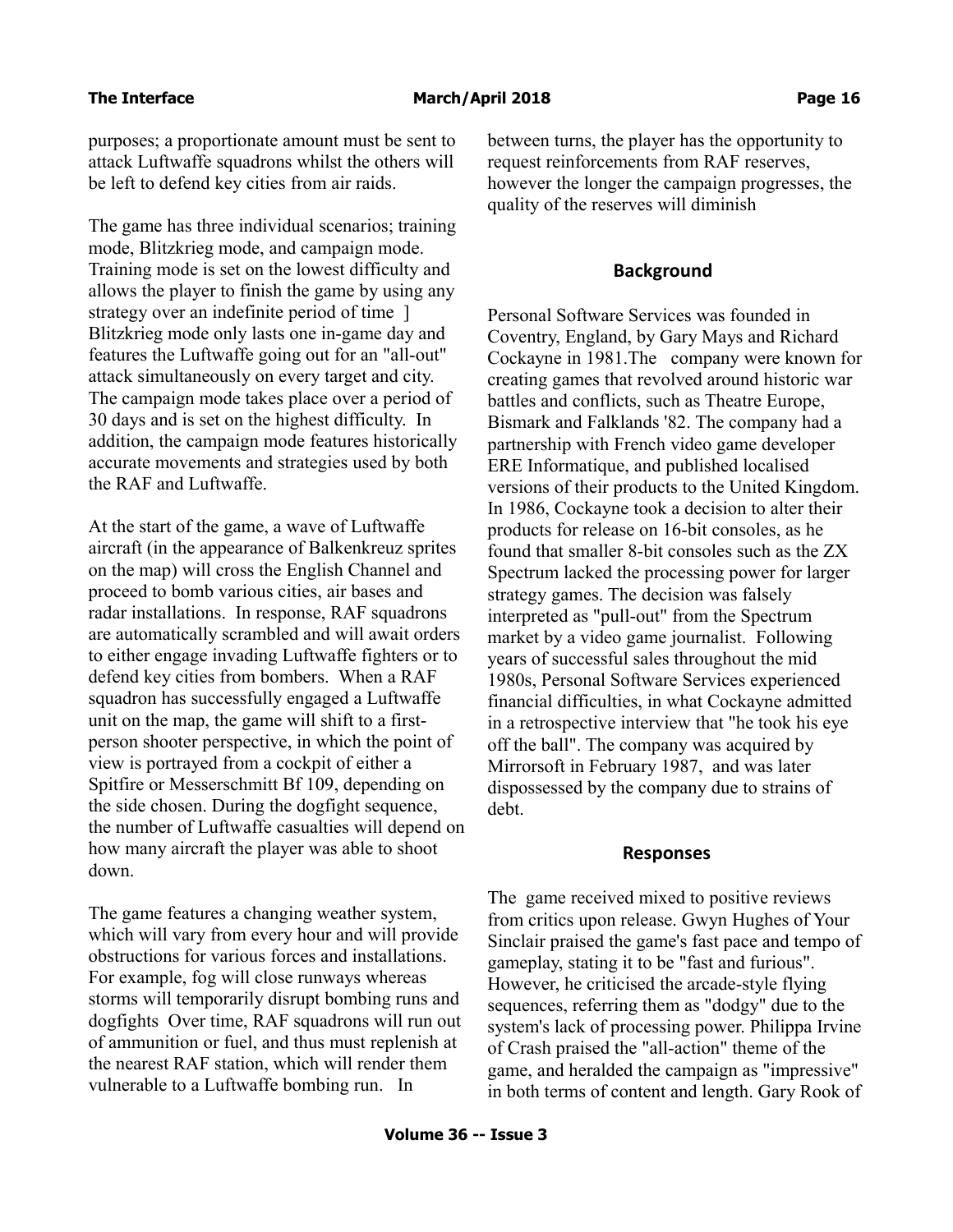purposes; a proportionate amount must be sent to attack Luftwaffe squadrons whilst the others will be left to defend key cities from air raids.

The game has three individual scenarios; training mode, Blitzkrieg mode, and campaign mode. Training mode is set on the lowest difficulty and allows the player to finish the game by using any strategy over an indefinite period of time ] Blitzkrieg mode only lasts one in-game day and features the Luftwaffe going out for an "all-out" attack simultaneously on every target and city. The campaign mode takes place over a period of 30 days and is set on the highest difficulty. In addition, the campaign mode features historically accurate movements and strategies used by both the RAF and Luftwaffe.

At the start of the game, a wave of Luftwaffe aircraft (in the appearance of Balkenkreuz sprites on the map) will cross the English Channel and proceed to bomb various cities, air bases and radar installations. In response, RAF squadrons are automatically scrambled and will await orders to either engage invading Luftwaffe fighters or to defend key cities from bombers. When a RAF squadron has successfully engaged a Luftwaffe unit on the map, the game will shift to a first-person shooter perspective, in which the point of view is portrayed from a cockpit of either a Spitfire or Messerschmitt Bf 109, depending on the side chosen. During the dogfight sequence, the number of Luftwaffe casualties will depend on how many aircraft the player was able to shoot down.

The game features a changing weather system, which will vary from every hour and will provide obstructions for various forces and installations. For example, fog will close runways whereas storms will temporarily disrupt bombing runs and dogfights Over time, RAF squadrons will run out of ammunition or fuel, and thus must replenish at the nearest RAF station, which will render them vulnerable to a Luftwaffe bombing run. In between turns, the player has the opportunity to request reinforcements from RAF reserves, however the longer the campaign progresses, the quality of the reserves will diminish

## Background

Personal Software Services was founded in Coventry, England, by Gary Mays and Richard Cockayne in 1981.The company were known for creating games that revolved around historic war battles and conflicts, such as Theatre Europe, Bismark and Falklands '82. The company had a partnership with French video game developer ERE Informatique, and published localised versions of their products to the United Kingdom. In 1986, Cockayne took a decision to alter their products for release on 16-bit consoles, as he found that smaller 8-bit consoles such as the ZX Spectrum lacked the processing power for larger strategy games. The decision was falsely interpreted as "pull-out" from the Spectrum market by a video game journalist. Following years of successful sales throughout the mid 1980s, Personal Software Services experienced financial difficulties, in what Cockayne admitted in a retrospective interview that "he took his eye off the ball". The company was acquired by Mirrorsoft in February 1987, and was later dispossessed by the company due to strains of debt.

## Responses

The game received mixed to positive reviews from critics upon release. Gwyn Hughes of Your Sinclair praised the game's fast pace and tempo of gameplay, stating it to be "fast and furious". However, he criticised the arcade-style flying sequences, referring them as "dodgy" due to the system's lack of processing power. Philippa Irvine of Crash praised the "all-action" theme of the game, and heralded the campaign as "impressive" in both terms of content and length. Gary Rook of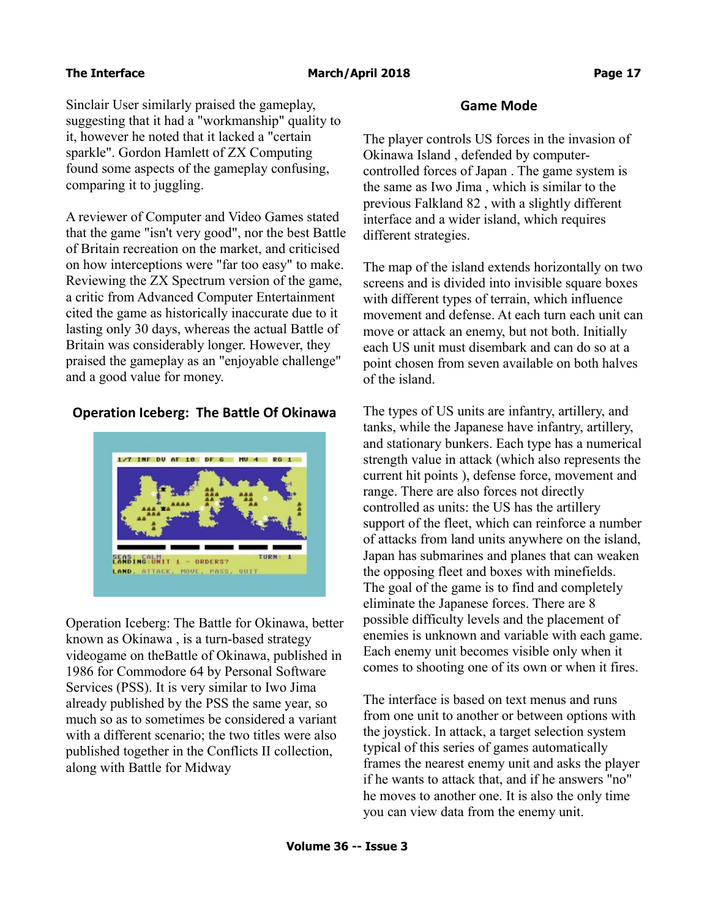Sinclair User similarly praised the gameplay, suggesting that it had a "workmanship" quality to it, however he noted that it lacked a "certain sparkle". Gordon Hamlett of ZX Computing found some aspects of the gameplay confusing, comparing it to juggling.

A reviewer of Computer and Video Games stated that the game "isn't very good", nor the best Battle of Britain recreation on the market, and criticised on how interceptions were "far too easy" to make. Reviewing the ZX Spectrum version of the game, a critic from Advanced Computer Entertainment cited the game as historically inaccurate due to it lasting only 30 days, whereas the actual Battle of Britain was considerably longer. However, they praised the gameplay as an "enjoyable challenge" and a good value for money.

## Operation Iceberg: The Battle Of Okinawa

Operation Iceberg: The Battle for Okinawa, better known as Okinawa , is a turn-based strategy videogame on theBattle of Okinawa, published in 1986 for Commodore 64 by Personal Software Services (PSS). It is very similar to Iwo Jima already published by the PSS the same year, so much so as to sometimes be considered a variant with a different scenario; the two titles were also published together in the Conflicts II collection, along with Battle for Midway

### Game Mode

The player controls US forces in the invasion of Okinawa Island , defended by computer-controlled forces of Japan . The game system is the same as Iwo Jima , which is similar to the previous Falkland 82 , with a slightly different interface and a wider island, which requires different strategies.

The map of the island extends horizontally on two screens and is divided into invisible square boxes with different types of terrain, which influence movement and defense. At each turn each unit can move or attack an enemy, but not both. Initially each US unit must disembark and can do so at a point chosen from seven available on both halves of the island.

The types of US units are infantry, artillery, and tanks, while the Japanese have infantry, artillery, and stationary bunkers. Each type has a numerical strength value in attack (which also represents the current hit points ), defense force, movement and range. There are also forces not directly controlled as units: the US has the artillery support of the fleet, which can reinforce a number of attacks from land units anywhere on the island, Japan has submarines and planes that can weaken the opposing fleet and boxes with minefields. The goal of the game is to find and completely eliminate the Japanese forces. There are 8 possible difficulty levels and the placement of enemies is unknown and variable with each game. Each enemy unit becomes visible only when it comes to shooting one of its own or when it fires.

The interface is based on text menus and runs from one unit to another or between options with the joystick. In attack, a target selection system typical of this series of games automatically frames the nearest enemy unit and asks the player if he wants to attack that, and if he answers "no" he moves to another one. It is also the only time you can view data from the enemy unit.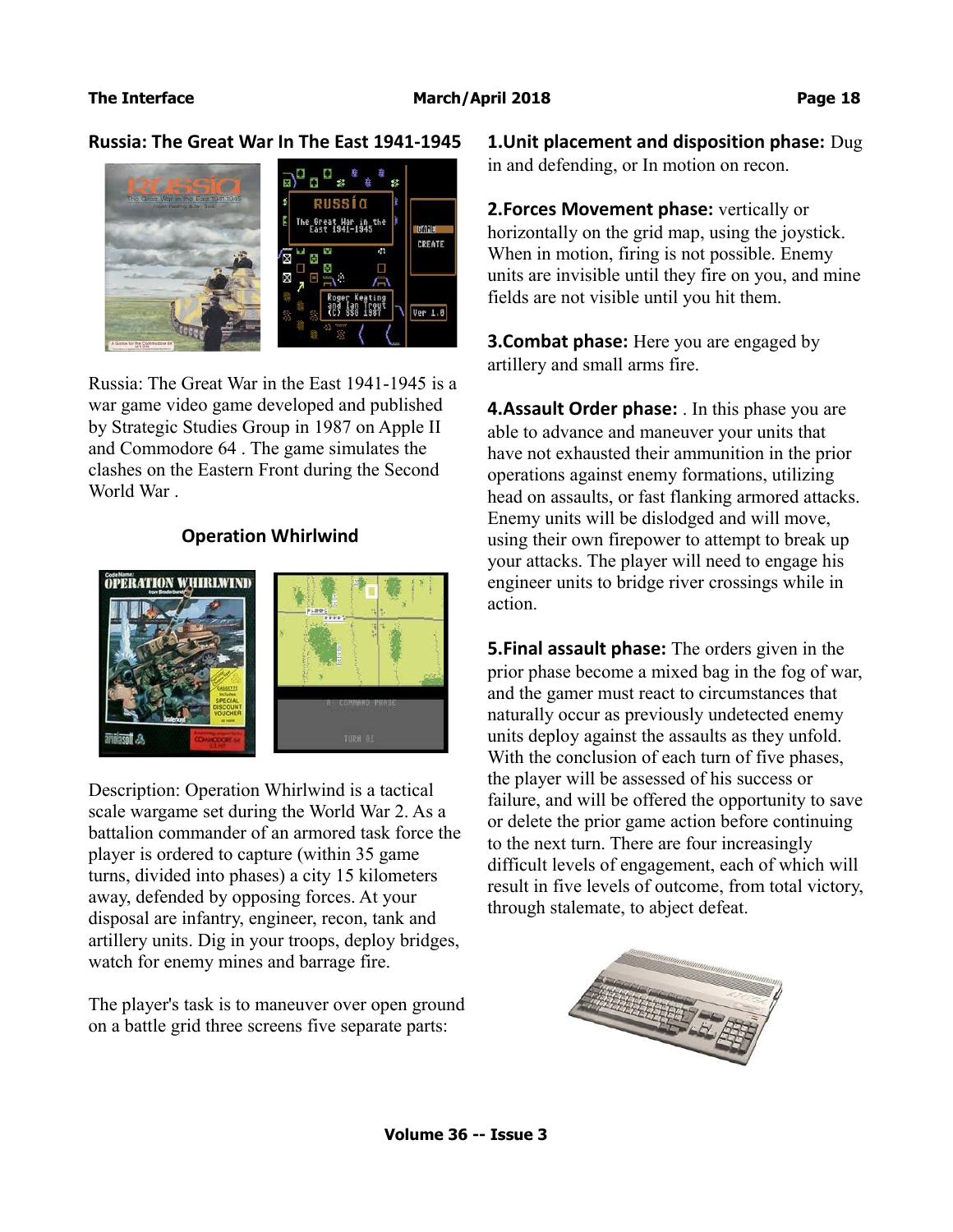## Russia: The Great War In The East 1941-1945

Russia: The Great War in the East 1941-1945 is a war game video game developed and published by Strategic Studies Group in 1987 on Apple II and Commodore 64 . The game simulates the clashes on the Eastern Front during the Second World War .

## Operation Whirlwind

Description: Operation Whirlwind is a tactical scale wargame set during the World War 2. As a battalion commander of an armored task force the player is ordered to capture (within 35 game turns, divided into phases) a city 15 kilometers away, defended by opposing forces. At your disposal are infantry, engineer, recon, tank and artillery units. Dig in your troops, deploy bridges, watch for enemy mines and barrage fire.

The player's task is to maneuver over open ground on a battle grid three screens five separate parts:

**1.Unit placement and disposition phase:** Dug in and defending, or In motion on recon.

**2.Forces Movement phase:** vertically or horizontally on the grid map, using the joystick. When in motion, firing is not possible. Enemy units are invisible until they fire on you, and mine fields are not visible until you hit them.

**3.Combat phase:** Here you are engaged by artillery and small arms fire.

**4.Assault Order phase:** . In this phase you are able to advance and maneuver your units that have not exhausted their ammunition in the prior operations against enemy formations, utilizing head on assaults, or fast flanking armored attacks. Enemy units will be dislodged and will move, using their own firepower to attempt to break up your attacks. The player will need to engage his engineer units to bridge river crossings while in action.

**5.Final assault phase:** The orders given in the prior phase become a mixed bag in the fog of war, and the gamer must react to circumstances that naturally occur as previously undetected enemy units deploy against the assaults as they unfold. With the conclusion of each turn of five phases, the player will be assessed of his success or failure, and will be offered the opportunity to save or delete the prior game action before continuing to the next turn. There are four increasingly difficult levels of engagement, each of which will result in five levels of outcome, from total victory, through stalemate, to abject defeat.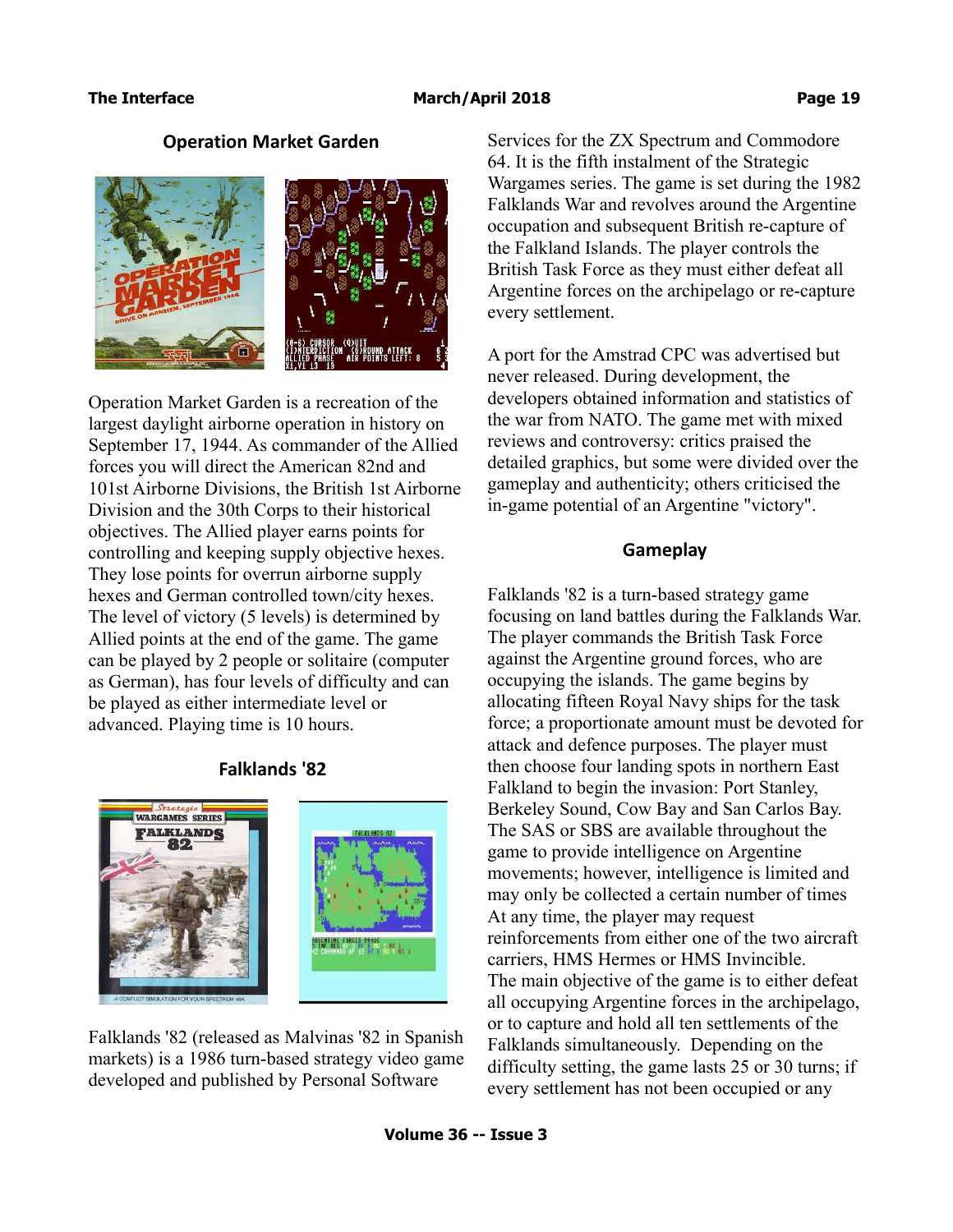## Operation Market Garden

Operation Market Garden is a recreation of the largest daylight airborne operation in history on September 17, 1944. As commander of the Allied forces you will direct the American 82nd and 101st Airborne Divisions, the British 1st Airborne Division and the 30th Corps to their historical objectives. The Allied player earns points for controlling and keeping supply objective hexes. They lose points for overrun airborne supply hexes and German controlled town/city hexes. The level of victory (5 levels) is determined by Allied points at the end of the game. The game can be played by 2 people or solitaire (computer as German), has four levels of difficulty and can be played as either intermediate level or advanced. Playing time is 10 hours.

## Falklands '82

Falklands '82 (released as Malvinas '82 in Spanish markets) is a 1986 turn-based strategy video game developed and published by Personal Software Services for the ZX Spectrum and Commodore 64. It is the fifth instalment of the Strategic Wargames series. The game is set during the 1982 Falklands War and revolves around the Argentine occupation and subsequent British re-capture of the Falkland Islands. The player controls the British Task Force as they must either defeat all Argentine forces on the archipelago or re-capture every settlement.

A port for the Amstrad CPC was advertised but never released. During development, the developers obtained information and statistics of the war from NATO. The game met with mixed reviews and controversy: critics praised the detailed graphics, but some were divided over the gameplay and authenticity; others criticised the in-game potential of an Argentine "victory".

### Gameplay

Falklands '82 is a turn-based strategy game focusing on land battles during the Falklands War. The player commands the British Task Force against the Argentine ground forces, who are occupying the islands. The game begins by allocating fifteen Royal Navy ships for the task force; a proportionate amount must be devoted for attack and defence purposes. The player must then choose four landing spots in northern East Falkland to begin the invasion: Port Stanley, Berkeley Sound, Cow Bay and San Carlos Bay. The SAS or SBS are available throughout the game to provide intelligence on Argentine movements; however, intelligence is limited and may only be collected a certain number of times At any time, the player may request reinforcements from either one of the two aircraft carriers, HMS Hermes or HMS Invincible.
The main objective of the game is to either defeat all occupying Argentine forces in the archipelago, or to capture and hold all ten settlements of the Falklands simultaneously. Depending on the difficulty setting, the game lasts 25 or 30 turns; if every settlement has not been occupied or any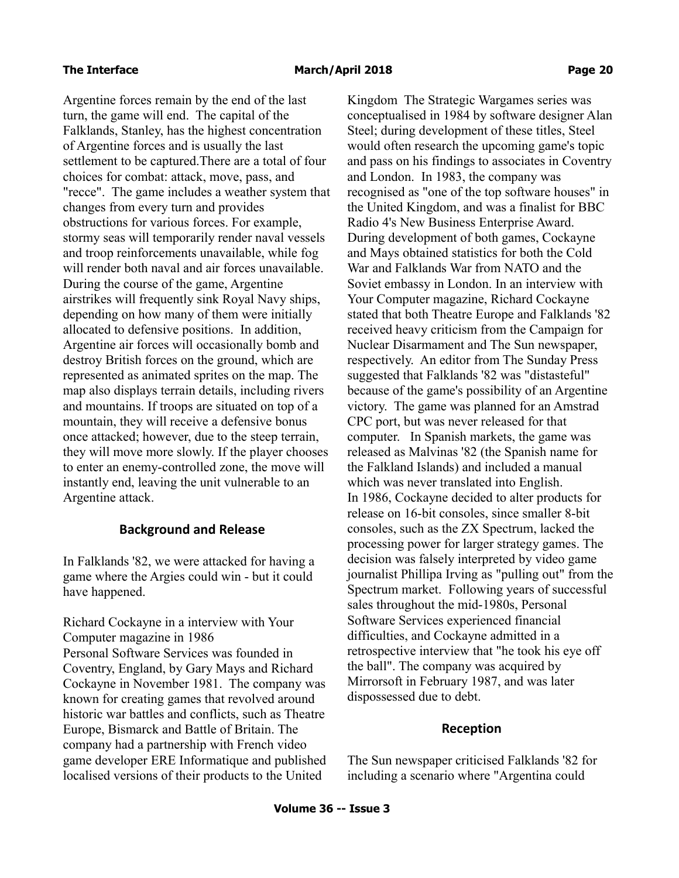Argentine forces remain by the end of the last turn, the game will end. The capital of the Falklands, Stanley, has the highest concentration of Argentine forces and is usually the last settlement to be captured.There are a total of four choices for combat: attack, move, pass, and "recce". The game includes a weather system that changes from every turn and provides obstructions for various forces. For example, stormy seas will temporarily render naval vessels and troop reinforcements unavailable, while fog will render both naval and air forces unavailable. During the course of the game, Argentine airstrikes will frequently sink Royal Navy ships, depending on how many of them were initially allocated to defensive positions. In addition, Argentine air forces will occasionally bomb and destroy British forces on the ground, which are represented as animated sprites on the map. The map also displays terrain details, including rivers and mountains. If troops are situated on top of a mountain, they will receive a defensive bonus once attacked; however, due to the steep terrain, they will move more slowly. If the player chooses to enter an enemy-controlled zone, the move will instantly end, leaving the unit vulnerable to an Argentine attack.

## Background and Release

In Falklands '82, we were attacked for having a game where the Argies could win - but it could have happened.

Richard Cockayne in a interview with Your Computer magazine in 1986

Personal Software Services was founded in Coventry, England, by Gary Mays and Richard Cockayne in November 1981. The company was known for creating games that revolved around historic war battles and conflicts, such as Theatre Europe, Bismarck and Battle of Britain. The company had a partnership with French video game developer ERE Informatique and published localised versions of their products to the United Kingdom The Strategic Wargames series was conceptualised in 1984 by software designer Alan Steel; during development of these titles, Steel would often research the upcoming game's topic and pass on his findings to associates in Coventry and London. In 1983, the company was recognised as "one of the top software houses" in the United Kingdom, and was a finalist for BBC Radio 4's New Business Enterprise Award. During development of both games, Cockayne and Mays obtained statistics for both the Cold War and Falklands War from NATO and the Soviet embassy in London. In an interview with Your Computer magazine, Richard Cockayne stated that both Theatre Europe and Falklands '82 received heavy criticism from the Campaign for Nuclear Disarmament and The Sun newspaper, respectively. An editor from The Sunday Press suggested that Falklands '82 was "distasteful" because of the game's possibility of an Argentine victory. The game was planned for an Amstrad CPC port, but was never released for that computer. In Spanish markets, the game was released as Malvinas '82 (the Spanish name for the Falkland Islands) and included a manual which was never translated into English.

In 1986, Cockayne decided to alter products for release on 16-bit consoles, since smaller 8-bit consoles, such as the ZX Spectrum, lacked the processing power for larger strategy games. The decision was falsely interpreted by video game journalist Phillipa Irving as "pulling out" from the Spectrum market. Following years of successful sales throughout the mid-1980s, Personal Software Services experienced financial difficulties, and Cockayne admitted in a retrospective interview that "he took his eye off the ball". The company was acquired by Mirrorsoft in February 1987, and was later dispossessed due to debt.

## Reception

The Sun newspaper criticised Falklands '82 for including a scenario where "Argentina could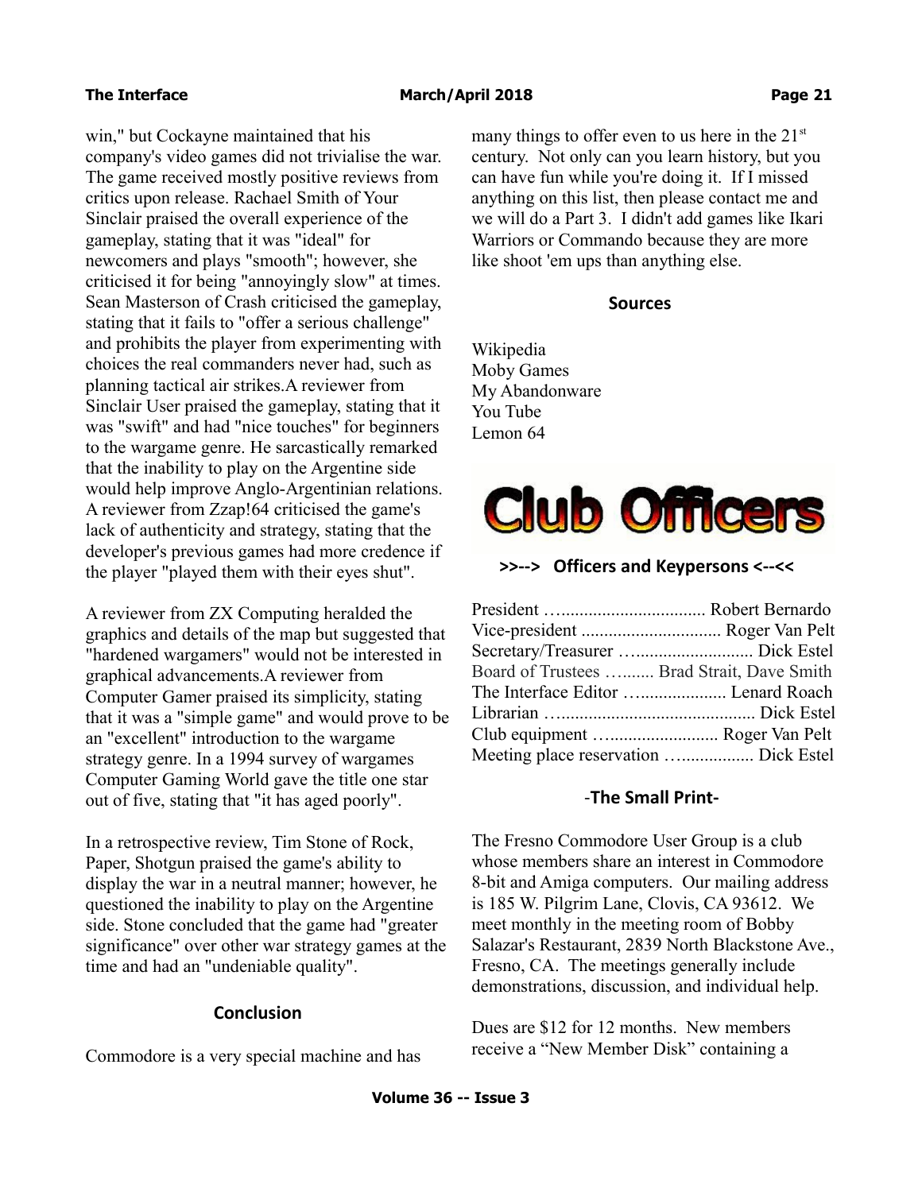win," but Cockayne maintained that his company's video games did not trivialise the war. The game received mostly positive reviews from critics upon release. Rachael Smith of Your Sinclair praised the overall experience of the gameplay, stating that it was "ideal" for newcomers and plays "smooth"; however, she criticised it for being "annoyingly slow" at times. Sean Masterson of Crash criticised the gameplay, stating that it fails to "offer a serious challenge" and prohibits the player from experimenting with choices the real commanders never had, such as planning tactical air strikes.A reviewer from Sinclair User praised the gameplay, stating that it was "swift" and had "nice touches" for beginners to the wargame genre. He sarcastically remarked that the inability to play on the Argentine side would help improve Anglo-Argentinian relations. A reviewer from Zzap!64 criticised the game's lack of authenticity and strategy, stating that the developer's previous games had more credence if the player "played them with their eyes shut".

A reviewer from ZX Computing heralded the graphics and details of the map but suggested that "hardened wargamers" would not be interested in graphical advancements.A reviewer from Computer Gamer praised its simplicity, stating that it was a "simple game" and would prove to be an "excellent" introduction to the wargame strategy genre. In a 1994 survey of wargames Computer Gaming World gave the title one star out of five, stating that "it has aged poorly".

In a retrospective review, Tim Stone of Rock, Paper, Shotgun praised the game's ability to display the war in a neutral manner; however, he questioned the inability to play on the Argentine side. Stone concluded that the game had "greater significance" over other war strategy games at the time and had an "undeniable quality".

### Conclusion

Commodore is a very special machine and has many things to offer even to us here in the 21st century. Not only can you learn history, but you can have fun while you're doing it. If I missed anything on this list, then please contact me and we will do a Part 3. I didn't add games like Ikari Warriors or Commando because they are more like shoot 'em ups than anything else.

### Sources

Wikipedia
Moby Games
My Abandonware
You Tube
Lemon 64

## Club Officers

### >>--> Officers and Keypersons <--<<

President …................................ Robert Bernardo
Vice-president .............................. Roger Van Pelt
Secretary/Treasurer …......................... Dick Estel
Board of Trustees …....... Brad Strait, Dave Smith
The Interface Editor …................... Lenard Roach
Librarian …......................................... Dick Estel
Club equipment …....................... Roger Van Pelt
Meeting place reservation ….............. Dick Estel

### -The Small Print-

The Fresno Commodore User Group is a club whose members share an interest in Commodore 8-bit and Amiga computers. Our mailing address is 185 W. Pilgrim Lane, Clovis, CA 93612. We meet monthly in the meeting room of Bobby Salazar's Restaurant, 2839 North Blackstone Ave., Fresno, CA. The meetings generally include demonstrations, discussion, and individual help.

Dues are $12 for 12 months. New members receive a "New Member Disk" containing a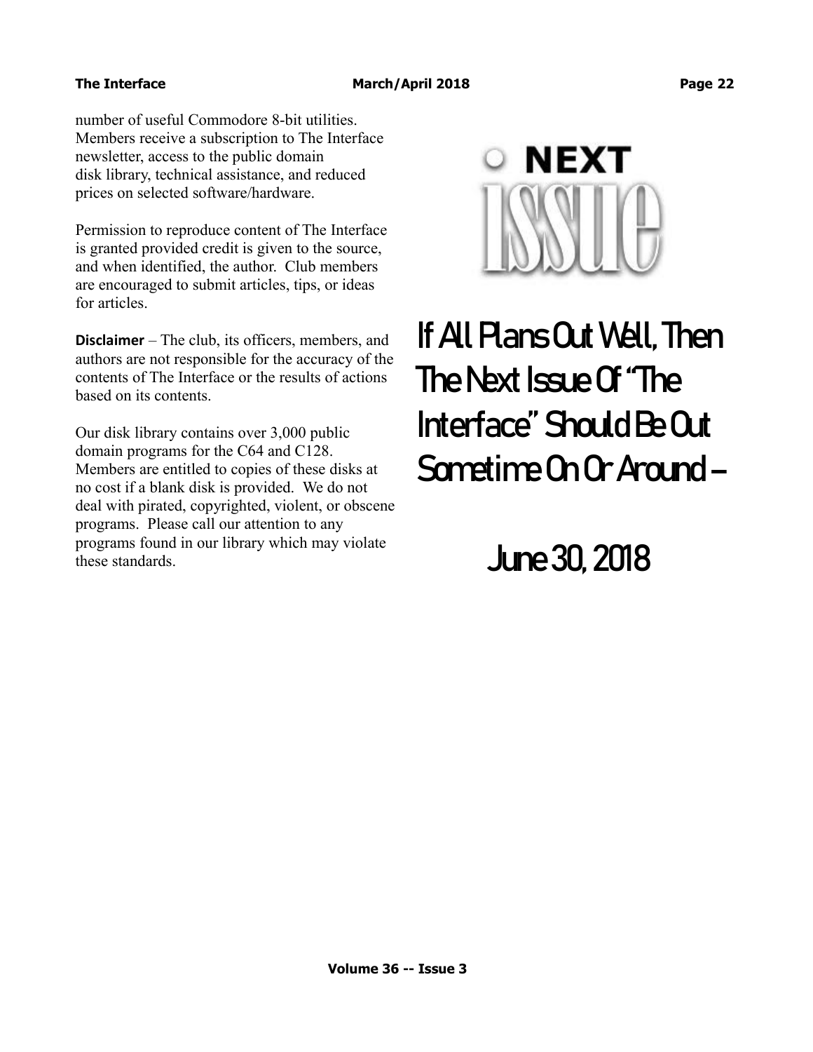number of useful Commodore 8-bit utilities. Members receive a subscription to The Interface newsletter, access to the public domain disk library, technical assistance, and reduced prices on selected software/hardware.

Permission to reproduce content of The Interface is granted provided credit is given to the source, and when identified, the author. Club members are encouraged to submit articles, tips, or ideas for articles.

**Disclaimer** – The club, its officers, members, and authors are not responsible for the accuracy of the contents of The Interface or the results of actions based on its contents.

Our disk library contains over 3,000 public domain programs for the C64 and C128. Members are entitled to copies of these disks at no cost if a blank disk is provided. We do not deal with pirated, copyrighted, violent, or obscene programs. Please call our attention to any programs found in our library which may violate these standards.

# NEXT ISSUE

## If All Plans Out Well, Then The Next Issue Of "The Interface" Should Be Out Sometime On Or Around –

## June 30, 2018